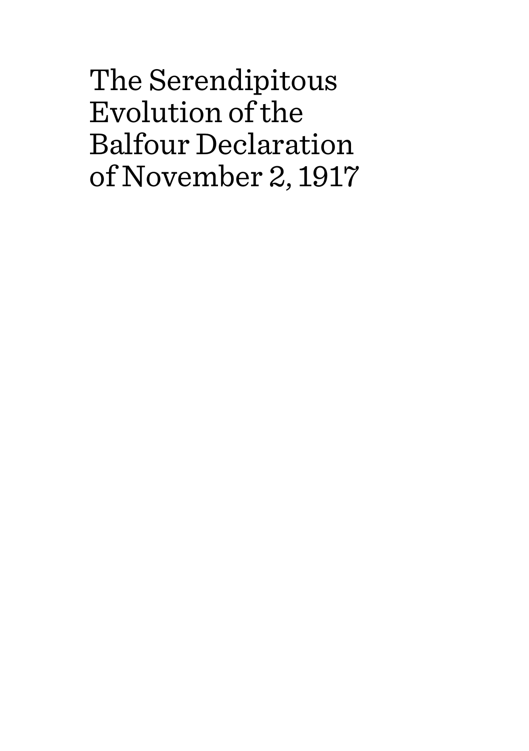# The Serendipitous Evolution of the Balfour Declaration of November 2, 1917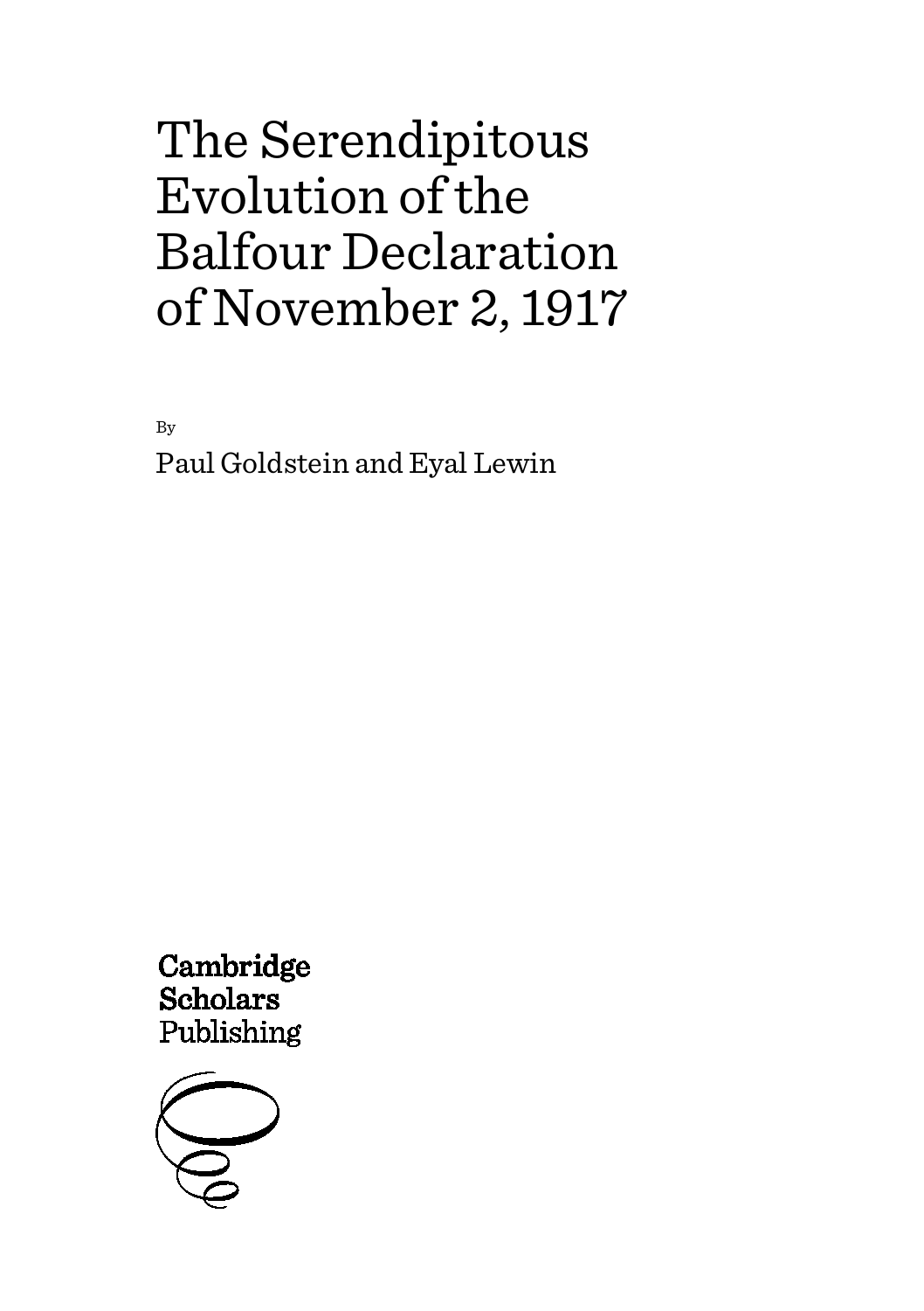# The Serendipitous Evolution of the Balfour Declaration of November 2, 1917

By

Paul Goldstein and Eyal Lewin

**Cambridge Scholars** Publishing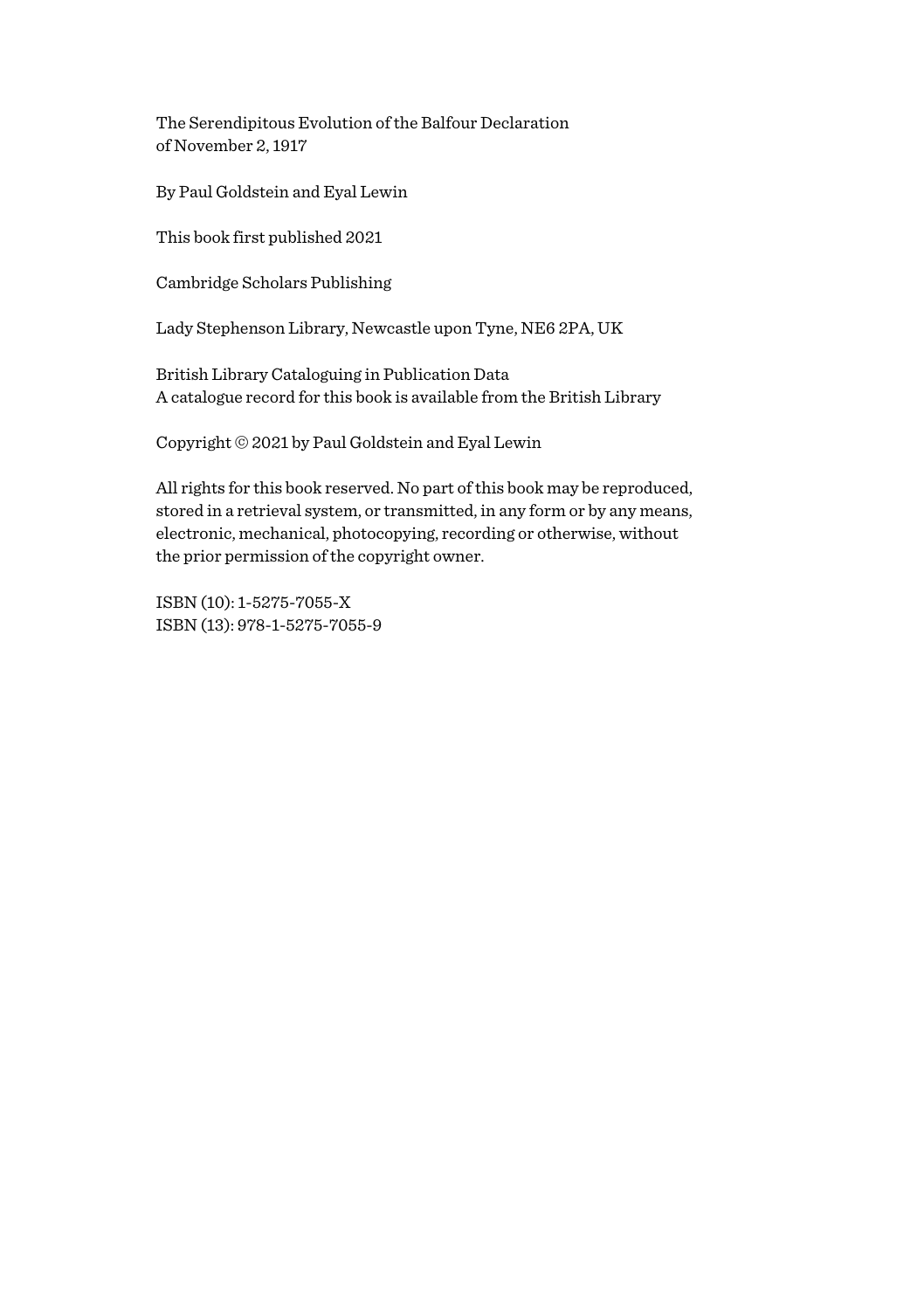The Serendipitous Evolution of the Balfour Declaration
of November 2, 1917

By Paul Goldstein and Eyal Lewin

This book first published 2021

Cambridge Scholars Publishing

Lady Stephenson Library, Newcastle upon Tyne, NE6 2PA, UK

British Library Cataloguing in Publication Data
A catalogue record for this book is available from the British Library

Copyright © 2021 by Paul Goldstein and Eyal Lewin

All rights for this book reserved. No part of this book may be reproduced, stored in a retrieval system, or transmitted, in any form or by any means, electronic, mechanical, photocopying, recording or otherwise, without the prior permission of the copyright owner.

ISBN (10): 1-5275-7055-X
ISBN (13): 978-1-5275-7055-9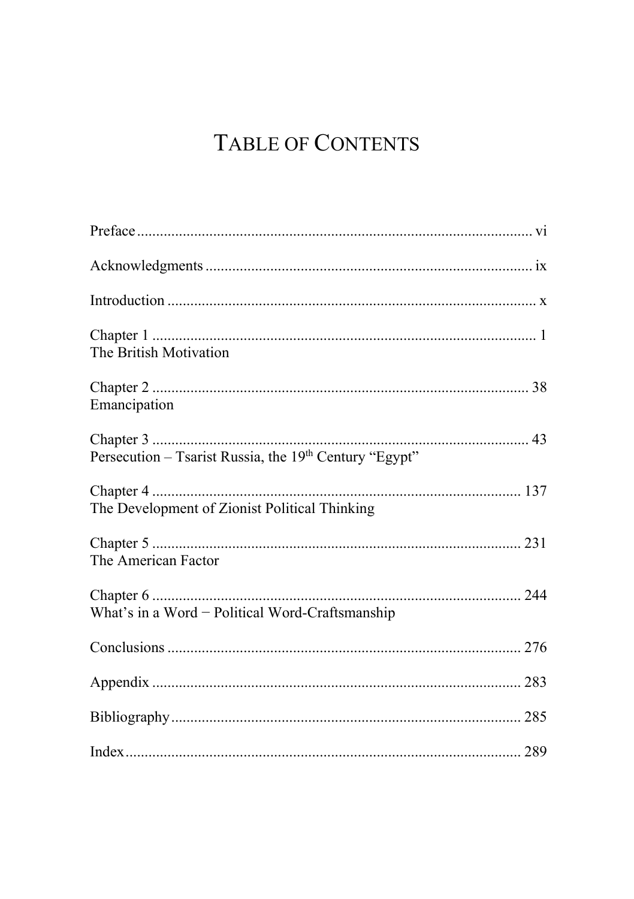# Table of Contents

Preface ........................................................................................................ vi

Acknowledgments ..................................................................................... ix

Introduction ................................................................................................ x

Chapter 1 .................................................................................................... 1
The British Motivation

Chapter 2 .................................................................................................. 38
Emancipation

Chapter 3 .................................................................................................. 43
Persecution – Tsarist Russia, the 19th Century "Egypt"

Chapter 4 ................................................................................................ 137
The Development of Zionist Political Thinking

Chapter 5 ................................................................................................ 231
The American Factor

Chapter 6 ................................................................................................ 244
What's in a Word − Political Word-Craftsmanship

Conclusions ............................................................................................ 276

Appendix ................................................................................................ 283

Bibliography ........................................................................................... 285

Index ....................................................................................................... 289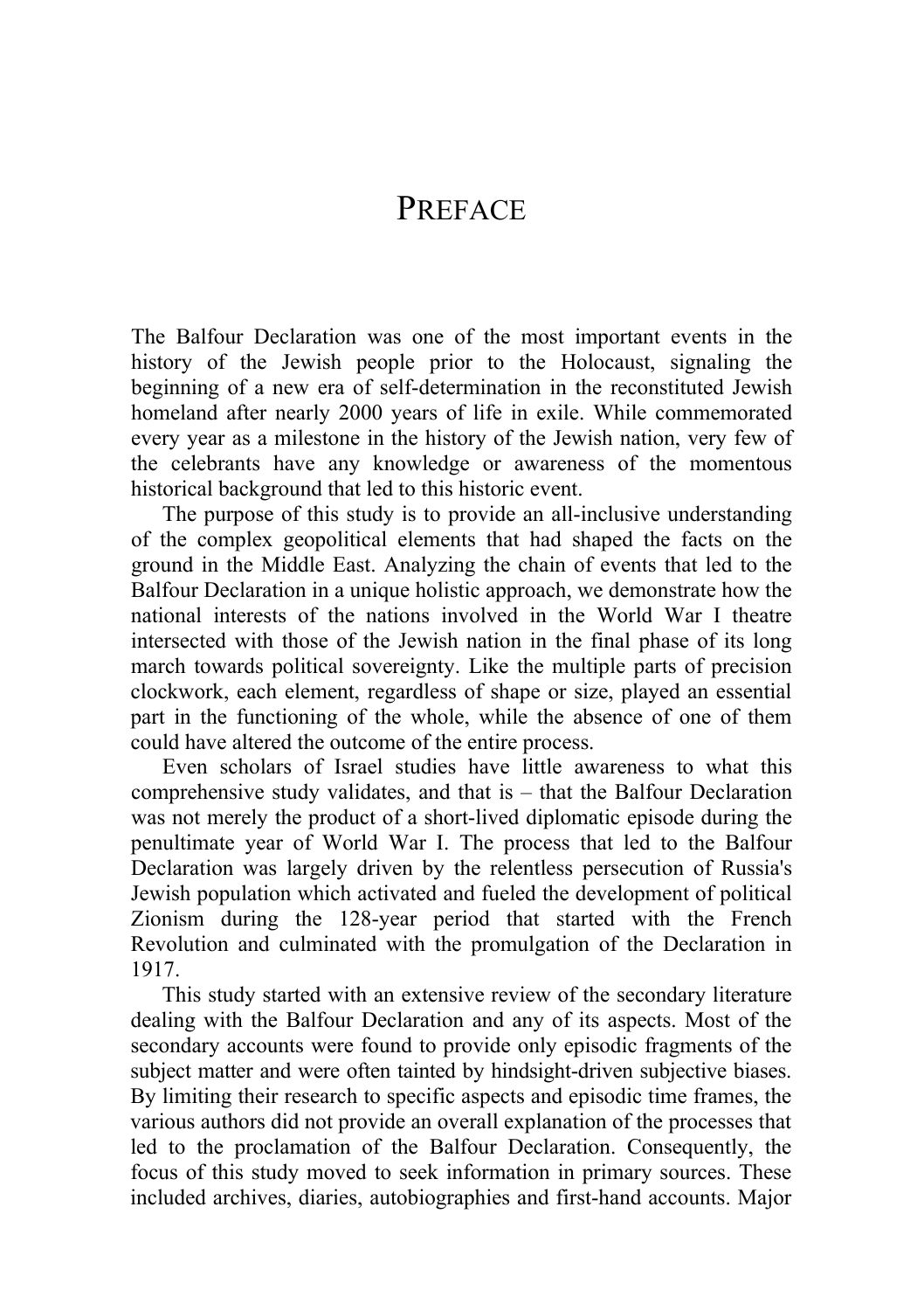# PREFACE

The Balfour Declaration was one of the most important events in the history of the Jewish people prior to the Holocaust, signaling the beginning of a new era of self-determination in the reconstituted Jewish homeland after nearly 2000 years of life in exile. While commemorated every year as a milestone in the history of the Jewish nation, very few of the celebrants have any knowledge or awareness of the momentous historical background that led to this historic event.

The purpose of this study is to provide an all-inclusive understanding of the complex geopolitical elements that had shaped the facts on the ground in the Middle East. Analyzing the chain of events that led to the Balfour Declaration in a unique holistic approach, we demonstrate how the national interests of the nations involved in the World War I theatre intersected with those of the Jewish nation in the final phase of its long march towards political sovereignty. Like the multiple parts of precision clockwork, each element, regardless of shape or size, played an essential part in the functioning of the whole, while the absence of one of them could have altered the outcome of the entire process.

Even scholars of Israel studies have little awareness to what this comprehensive study validates, and that is – that the Balfour Declaration was not merely the product of a short-lived diplomatic episode during the penultimate year of World War I. The process that led to the Balfour Declaration was largely driven by the relentless persecution of Russia's Jewish population which activated and fueled the development of political Zionism during the 128-year period that started with the French Revolution and culminated with the promulgation of the Declaration in 1917.

This study started with an extensive review of the secondary literature dealing with the Balfour Declaration and any of its aspects. Most of the secondary accounts were found to provide only episodic fragments of the subject matter and were often tainted by hindsight-driven subjective biases. By limiting their research to specific aspects and episodic time frames, the various authors did not provide an overall explanation of the processes that led to the proclamation of the Balfour Declaration. Consequently, the focus of this study moved to seek information in primary sources. These included archives, diaries, autobiographies and first-hand accounts. Major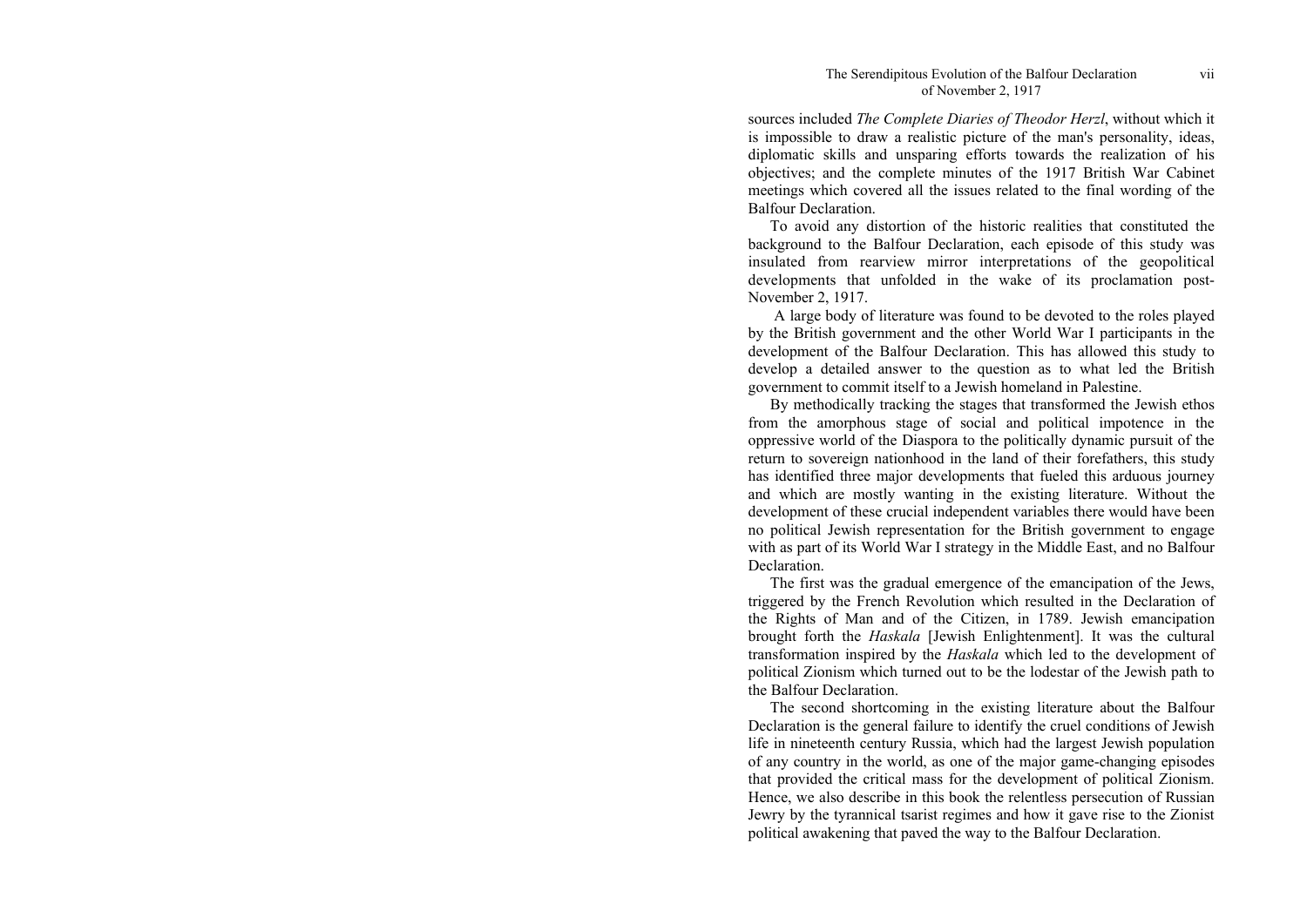sources included *The Complete Diaries of Theodor Herzl*, without which it is impossible to draw a realistic picture of the man's personality, ideas, diplomatic skills and unsparing efforts towards the realization of his objectives; and the complete minutes of the 1917 British War Cabinet meetings which covered all the issues related to the final wording of the Balfour Declaration.

To avoid any distortion of the historic realities that constituted the background to the Balfour Declaration, each episode of this study was insulated from rearview mirror interpretations of the geopolitical developments that unfolded in the wake of its proclamation post-November 2, 1917.

A large body of literature was found to be devoted to the roles played by the British government and the other World War I participants in the development of the Balfour Declaration. This has allowed this study to develop a detailed answer to the question as to what led the British government to commit itself to a Jewish homeland in Palestine.

By methodically tracking the stages that transformed the Jewish ethos from the amorphous stage of social and political impotence in the oppressive world of the Diaspora to the politically dynamic pursuit of the return to sovereign nationhood in the land of their forefathers, this study has identified three major developments that fueled this arduous journey and which are mostly wanting in the existing literature. Without the development of these crucial independent variables there would have been no political Jewish representation for the British government to engage with as part of its World War I strategy in the Middle East, and no Balfour Declaration.

The first was the gradual emergence of the emancipation of the Jews, triggered by the French Revolution which resulted in the Declaration of the Rights of Man and of the Citizen, in 1789. Jewish emancipation brought forth the *Haskala* [Jewish Enlightenment]. It was the cultural transformation inspired by the *Haskala* which led to the development of political Zionism which turned out to be the lodestar of the Jewish path to the Balfour Declaration.

The second shortcoming in the existing literature about the Balfour Declaration is the general failure to identify the cruel conditions of Jewish life in nineteenth century Russia, which had the largest Jewish population of any country in the world, as one of the major game-changing episodes that provided the critical mass for the development of political Zionism. Hence, we also describe in this book the relentless persecution of Russian Jewry by the tyrannical tsarist regimes and how it gave rise to the Zionist political awakening that paved the way to the Balfour Declaration.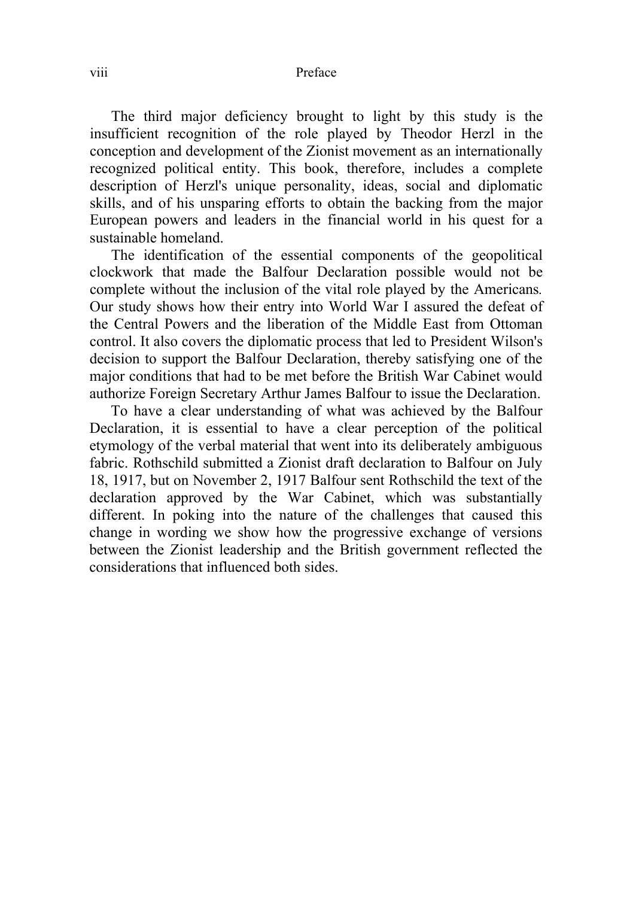The third major deficiency brought to light by this study is the insufficient recognition of the role played by Theodor Herzl in the conception and development of the Zionist movement as an internationally recognized political entity. This book, therefore, includes a complete description of Herzl's unique personality, ideas, social and diplomatic skills, and of his unsparing efforts to obtain the backing from the major European powers and leaders in the financial world in his quest for a sustainable homeland.

The identification of the essential components of the geopolitical clockwork that made the Balfour Declaration possible would not be complete without the inclusion of the vital role played by the Americans. Our study shows how their entry into World War I assured the defeat of the Central Powers and the liberation of the Middle East from Ottoman control. It also covers the diplomatic process that led to President Wilson's decision to support the Balfour Declaration, thereby satisfying one of the major conditions that had to be met before the British War Cabinet would authorize Foreign Secretary Arthur James Balfour to issue the Declaration.

To have a clear understanding of what was achieved by the Balfour Declaration, it is essential to have a clear perception of the political etymology of the verbal material that went into its deliberately ambiguous fabric. Rothschild submitted a Zionist draft declaration to Balfour on July 18, 1917, but on November 2, 1917 Balfour sent Rothschild the text of the declaration approved by the War Cabinet, which was substantially different. In poking into the nature of the challenges that caused this change in wording we show how the progressive exchange of versions between the Zionist leadership and the British government reflected the considerations that influenced both sides.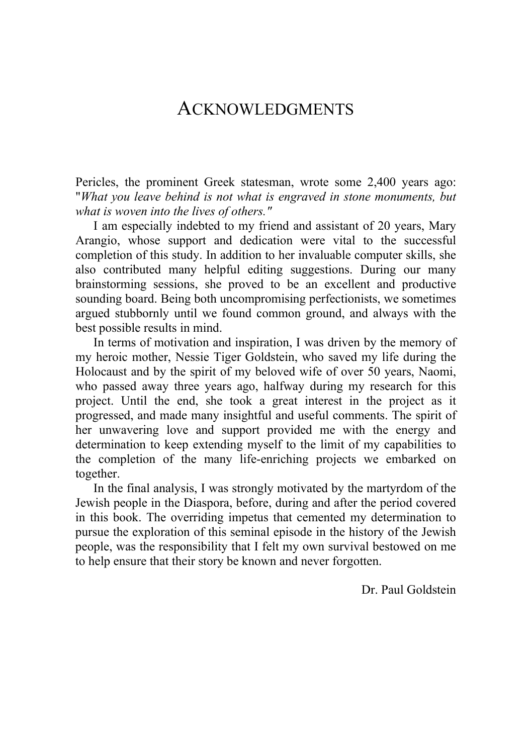# ACKNOWLEDGMENTS

Pericles, the prominent Greek statesman, wrote some 2,400 years ago: "*What you leave behind is not what is engraved in stone monuments, but what is woven into the lives of others."*

I am especially indebted to my friend and assistant of 20 years, Mary Arangio, whose support and dedication were vital to the successful completion of this study. In addition to her invaluable computer skills, she also contributed many helpful editing suggestions. During our many brainstorming sessions, she proved to be an excellent and productive sounding board. Being both uncompromising perfectionists, we sometimes argued stubbornly until we found common ground, and always with the best possible results in mind.

In terms of motivation and inspiration, I was driven by the memory of my heroic mother, Nessie Tiger Goldstein, who saved my life during the Holocaust and by the spirit of my beloved wife of over 50 years, Naomi, who passed away three years ago, halfway during my research for this project. Until the end, she took a great interest in the project as it progressed, and made many insightful and useful comments. The spirit of her unwavering love and support provided me with the energy and determination to keep extending myself to the limit of my capabilities to the completion of the many life-enriching projects we embarked on together.

In the final analysis, I was strongly motivated by the martyrdom of the Jewish people in the Diaspora, before, during and after the period covered in this book. The overriding impetus that cemented my determination to pursue the exploration of this seminal episode in the history of the Jewish people, was the responsibility that I felt my own survival bestowed on me to help ensure that their story be known and never forgotten.

Dr. Paul Goldstein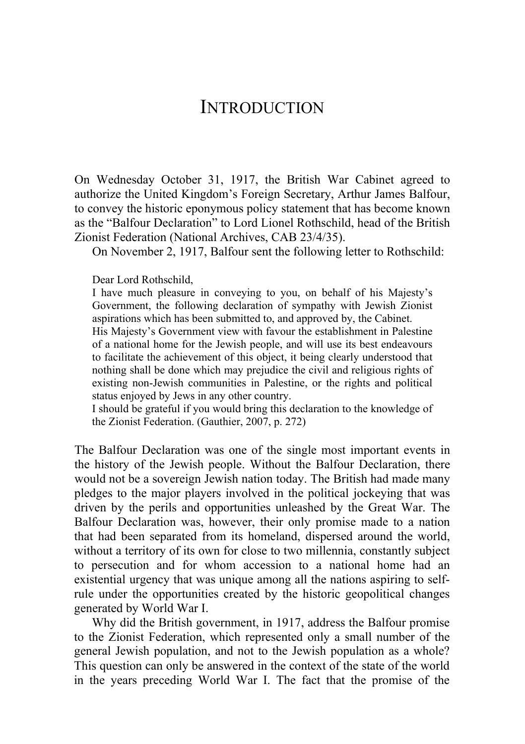# INTRODUCTION

On Wednesday October 31, 1917, the British War Cabinet agreed to authorize the United Kingdom's Foreign Secretary, Arthur James Balfour, to convey the historic eponymous policy statement that has become known as the "Balfour Declaration" to Lord Lionel Rothschild, head of the British Zionist Federation (National Archives, CAB 23/4/35).

On November 2, 1917, Balfour sent the following letter to Rothschild:

> Dear Lord Rothschild,
> I have much pleasure in conveying to you, on behalf of his Majesty's Government, the following declaration of sympathy with Jewish Zionist aspirations which has been submitted to, and approved by, the Cabinet.
> His Majesty's Government view with favour the establishment in Palestine of a national home for the Jewish people, and will use its best endeavours to facilitate the achievement of this object, it being clearly understood that nothing shall be done which may prejudice the civil and religious rights of existing non-Jewish communities in Palestine, or the rights and political status enjoyed by Jews in any other country.
> I should be grateful if you would bring this declaration to the knowledge of the Zionist Federation. (Gauthier, 2007, p. 272)

The Balfour Declaration was one of the single most important events in the history of the Jewish people. Without the Balfour Declaration, there would not be a sovereign Jewish nation today. The British had made many pledges to the major players involved in the political jockeying that was driven by the perils and opportunities unleashed by the Great War. The Balfour Declaration was, however, their only promise made to a nation that had been separated from its homeland, dispersed around the world, without a territory of its own for close to two millennia, constantly subject to persecution and for whom accession to a national home had an existential urgency that was unique among all the nations aspiring to self-rule under the opportunities created by the historic geopolitical changes generated by World War I.

Why did the British government, in 1917, address the Balfour promise to the Zionist Federation, which represented only a small number of the general Jewish population, and not to the Jewish population as a whole? This question can only be answered in the context of the state of the world in the years preceding World War I. The fact that the promise of the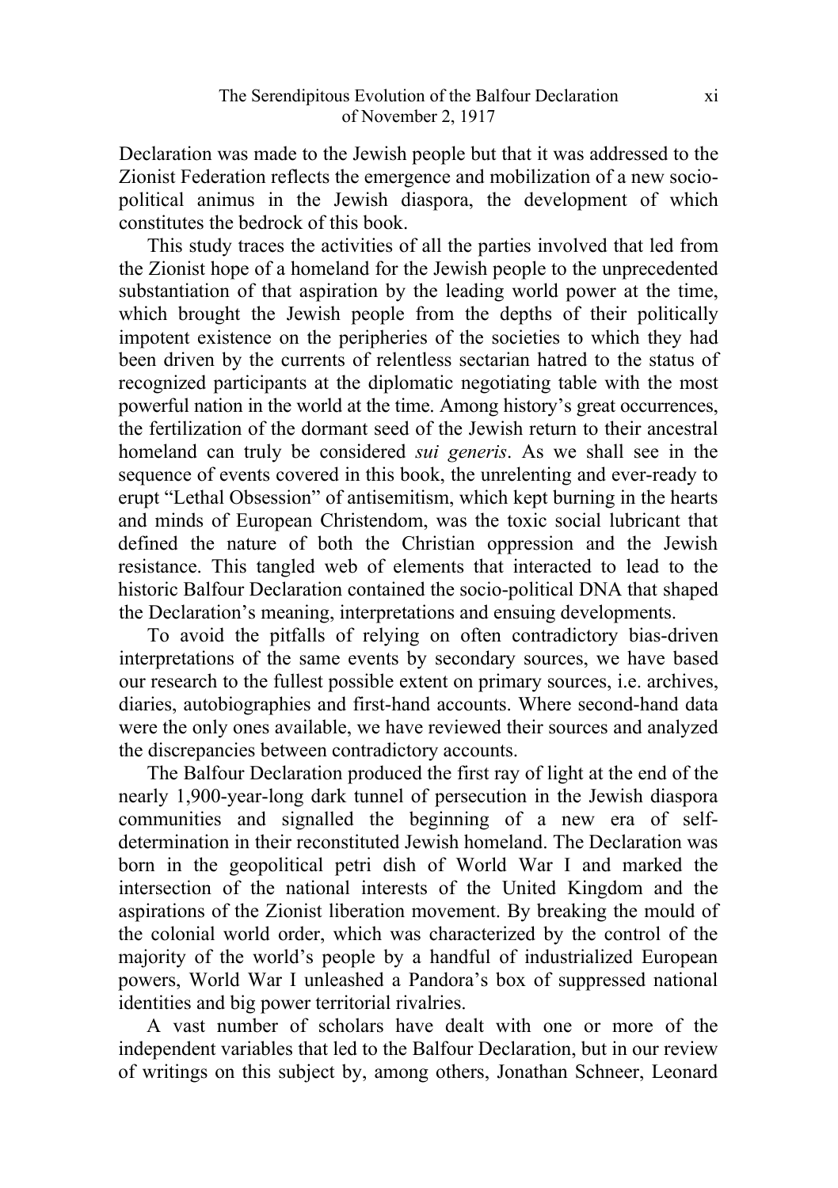Declaration was made to the Jewish people but that it was addressed to the Zionist Federation reflects the emergence and mobilization of a new socio-political animus in the Jewish diaspora, the development of which constitutes the bedrock of this book.

This study traces the activities of all the parties involved that led from the Zionist hope of a homeland for the Jewish people to the unprecedented substantiation of that aspiration by the leading world power at the time, which brought the Jewish people from the depths of their politically impotent existence on the peripheries of the societies to which they had been driven by the currents of relentless sectarian hatred to the status of recognized participants at the diplomatic negotiating table with the most powerful nation in the world at the time. Among history's great occurrences, the fertilization of the dormant seed of the Jewish return to their ancestral homeland can truly be considered *sui generis*. As we shall see in the sequence of events covered in this book, the unrelenting and ever-ready to erupt "Lethal Obsession" of antisemitism, which kept burning in the hearts and minds of European Christendom, was the toxic social lubricant that defined the nature of both the Christian oppression and the Jewish resistance. This tangled web of elements that interacted to lead to the historic Balfour Declaration contained the socio-political DNA that shaped the Declaration's meaning, interpretations and ensuing developments.

To avoid the pitfalls of relying on often contradictory bias-driven interpretations of the same events by secondary sources, we have based our research to the fullest possible extent on primary sources, i.e. archives, diaries, autobiographies and first-hand accounts. Where second-hand data were the only ones available, we have reviewed their sources and analyzed the discrepancies between contradictory accounts.

The Balfour Declaration produced the first ray of light at the end of the nearly 1,900-year-long dark tunnel of persecution in the Jewish diaspora communities and signalled the beginning of a new era of self-determination in their reconstituted Jewish homeland. The Declaration was born in the geopolitical petri dish of World War I and marked the intersection of the national interests of the United Kingdom and the aspirations of the Zionist liberation movement. By breaking the mould of the colonial world order, which was characterized by the control of the majority of the world's people by a handful of industrialized European powers, World War I unleashed a Pandora's box of suppressed national identities and big power territorial rivalries.

A vast number of scholars have dealt with one or more of the independent variables that led to the Balfour Declaration, but in our review of writings on this subject by, among others, Jonathan Schneer, Leonard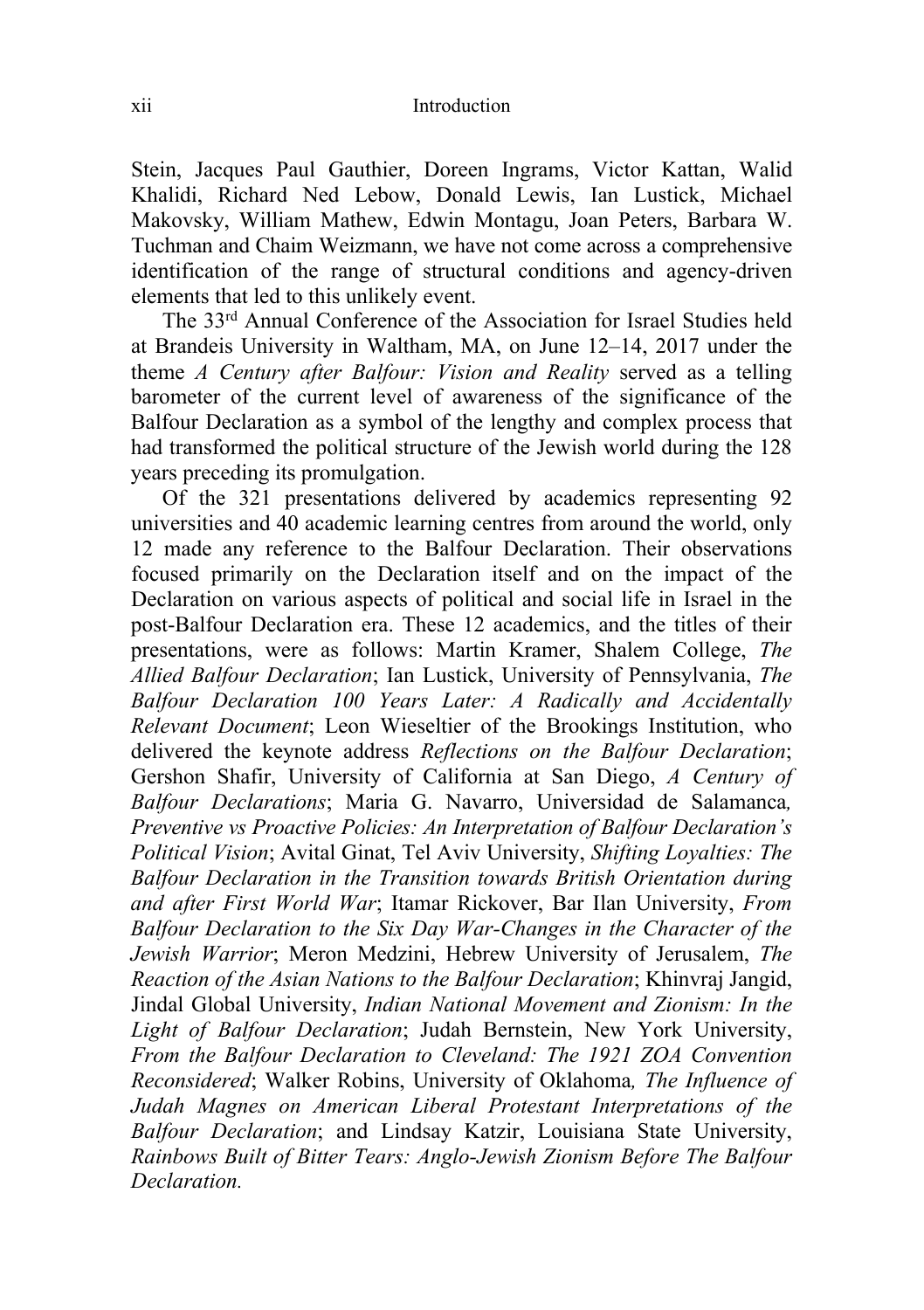Stein, Jacques Paul Gauthier, Doreen Ingrams, Victor Kattan, Walid Khalidi, Richard Ned Lebow, Donald Lewis, Ian Lustick, Michael Makovsky, William Mathew, Edwin Montagu, Joan Peters, Barbara W. Tuchman and Chaim Weizmann, we have not come across a comprehensive identification of the range of structural conditions and agency-driven elements that led to this unlikely event.

The 33rd Annual Conference of the Association for Israel Studies held at Brandeis University in Waltham, MA, on June 12–14, 2017 under the theme *A Century after Balfour: Vision and Reality* served as a telling barometer of the current level of awareness of the significance of the Balfour Declaration as a symbol of the lengthy and complex process that had transformed the political structure of the Jewish world during the 128 years preceding its promulgation.

Of the 321 presentations delivered by academics representing 92 universities and 40 academic learning centres from around the world, only 12 made any reference to the Balfour Declaration. Their observations focused primarily on the Declaration itself and on the impact of the Declaration on various aspects of political and social life in Israel in the post-Balfour Declaration era. These 12 academics, and the titles of their presentations, were as follows: Martin Kramer, Shalem College, *The Allied Balfour Declaration*; Ian Lustick, University of Pennsylvania, *The Balfour Declaration 100 Years Later: A Radically and Accidentally Relevant Document*; Leon Wieseltier of the Brookings Institution, who delivered the keynote address *Reflections on the Balfour Declaration*; Gershon Shafir, University of California at San Diego, *A Century of Balfour Declarations*; Maria G. Navarro, Universidad de Salamanca*, Preventive vs Proactive Policies: An Interpretation of Balfour Declaration's Political Vision*; Avital Ginat, Tel Aviv University, *Shifting Loyalties: The Balfour Declaration in the Transition towards British Orientation during and after First World War*; Itamar Rickover, Bar Ilan University, *From Balfour Declaration to the Six Day War-Changes in the Character of the Jewish Warrior*; Meron Medzini, Hebrew University of Jerusalem, *The Reaction of the Asian Nations to the Balfour Declaration*; Khinvraj Jangid, Jindal Global University, *Indian National Movement and Zionism: In the Light of Balfour Declaration*; Judah Bernstein, New York University, *From the Balfour Declaration to Cleveland: The 1921 ZOA Convention Reconsidered*; Walker Robins, University of Oklahoma*, The Influence of Judah Magnes on American Liberal Protestant Interpretations of the Balfour Declaration*; and Lindsay Katzir, Louisiana State University, *Rainbows Built of Bitter Tears: Anglo-Jewish Zionism Before The Balfour Declaration.*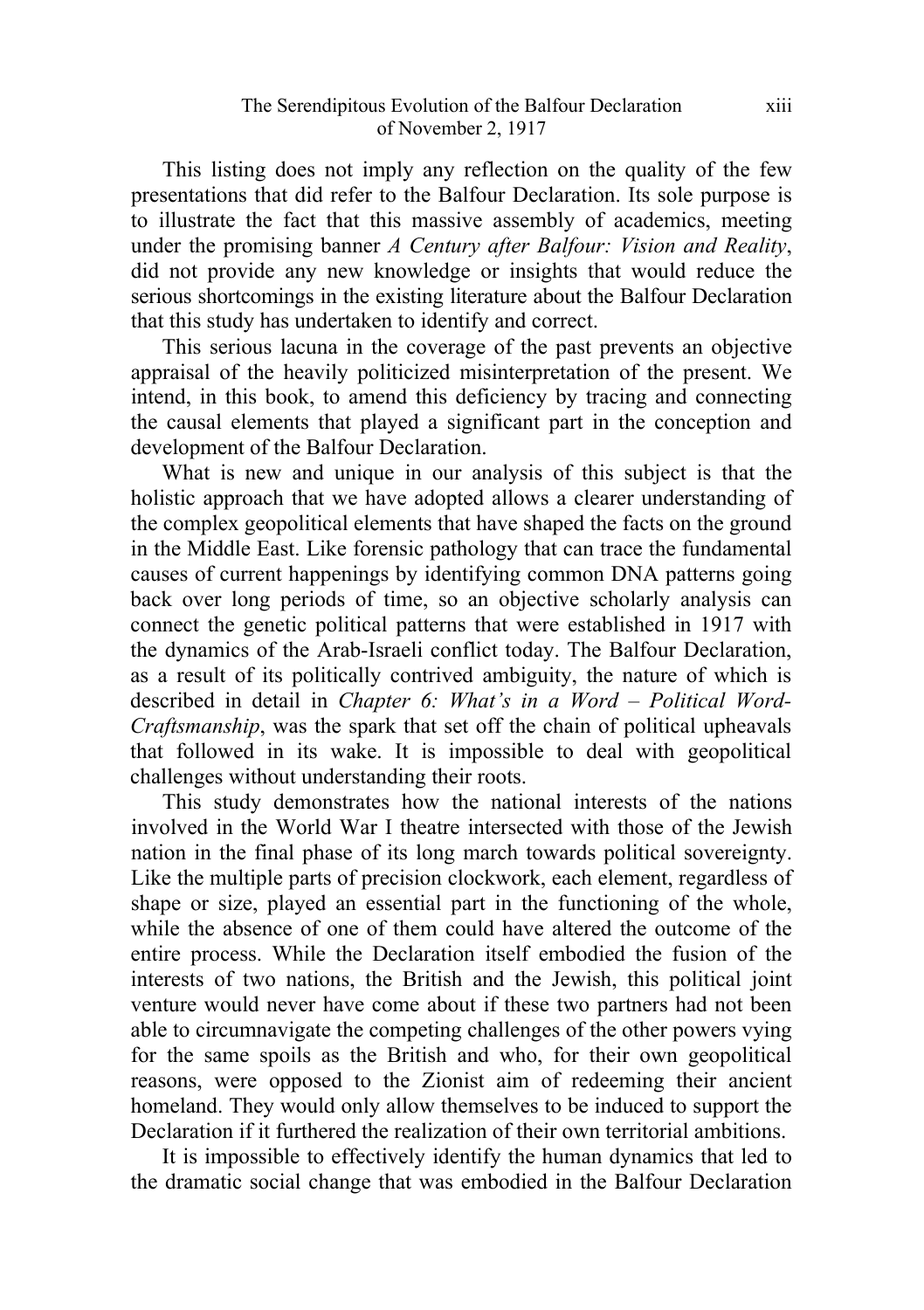This listing does not imply any reflection on the quality of the few presentations that did refer to the Balfour Declaration. Its sole purpose is to illustrate the fact that this massive assembly of academics, meeting under the promising banner *A Century after Balfour: Vision and Reality*, did not provide any new knowledge or insights that would reduce the serious shortcomings in the existing literature about the Balfour Declaration that this study has undertaken to identify and correct.

This serious lacuna in the coverage of the past prevents an objective appraisal of the heavily politicized misinterpretation of the present. We intend, in this book, to amend this deficiency by tracing and connecting the causal elements that played a significant part in the conception and development of the Balfour Declaration.

What is new and unique in our analysis of this subject is that the holistic approach that we have adopted allows a clearer understanding of the complex geopolitical elements that have shaped the facts on the ground in the Middle East. Like forensic pathology that can trace the fundamental causes of current happenings by identifying common DNA patterns going back over long periods of time, so an objective scholarly analysis can connect the genetic political patterns that were established in 1917 with the dynamics of the Arab-Israeli conflict today. The Balfour Declaration, as a result of its politically contrived ambiguity, the nature of which is described in detail in *Chapter 6: What's in a Word – Political Word-Craftsmanship*, was the spark that set off the chain of political upheavals that followed in its wake. It is impossible to deal with geopolitical challenges without understanding their roots.

This study demonstrates how the national interests of the nations involved in the World War I theatre intersected with those of the Jewish nation in the final phase of its long march towards political sovereignty. Like the multiple parts of precision clockwork, each element, regardless of shape or size, played an essential part in the functioning of the whole, while the absence of one of them could have altered the outcome of the entire process. While the Declaration itself embodied the fusion of the interests of two nations, the British and the Jewish, this political joint venture would never have come about if these two partners had not been able to circumnavigate the competing challenges of the other powers vying for the same spoils as the British and who, for their own geopolitical reasons, were opposed to the Zionist aim of redeeming their ancient homeland. They would only allow themselves to be induced to support the Declaration if it furthered the realization of their own territorial ambitions.

It is impossible to effectively identify the human dynamics that led to the dramatic social change that was embodied in the Balfour Declaration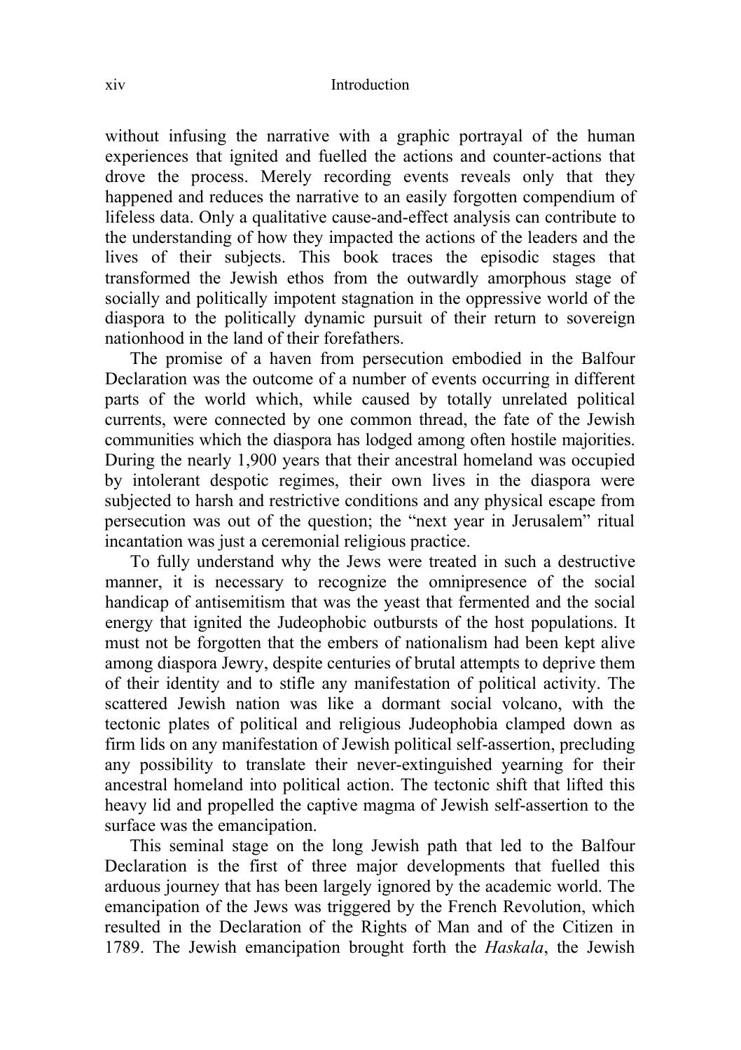without infusing the narrative with a graphic portrayal of the human experiences that ignited and fuelled the actions and counter-actions that drove the process. Merely recording events reveals only that they happened and reduces the narrative to an easily forgotten compendium of lifeless data. Only a qualitative cause-and-effect analysis can contribute to the understanding of how they impacted the actions of the leaders and the lives of their subjects. This book traces the episodic stages that transformed the Jewish ethos from the outwardly amorphous stage of socially and politically impotent stagnation in the oppressive world of the diaspora to the politically dynamic pursuit of their return to sovereign nationhood in the land of their forefathers.

The promise of a haven from persecution embodied in the Balfour Declaration was the outcome of a number of events occurring in different parts of the world which, while caused by totally unrelated political currents, were connected by one common thread, the fate of the Jewish communities which the diaspora has lodged among often hostile majorities. During the nearly 1,900 years that their ancestral homeland was occupied by intolerant despotic regimes, their own lives in the diaspora were subjected to harsh and restrictive conditions and any physical escape from persecution was out of the question; the "next year in Jerusalem" ritual incantation was just a ceremonial religious practice.

To fully understand why the Jews were treated in such a destructive manner, it is necessary to recognize the omnipresence of the social handicap of antisemitism that was the yeast that fermented and the social energy that ignited the Judeophobic outbursts of the host populations. It must not be forgotten that the embers of nationalism had been kept alive among diaspora Jewry, despite centuries of brutal attempts to deprive them of their identity and to stifle any manifestation of political activity. The scattered Jewish nation was like a dormant social volcano, with the tectonic plates of political and religious Judeophobia clamped down as firm lids on any manifestation of Jewish political self-assertion, precluding any possibility to translate their never-extinguished yearning for their ancestral homeland into political action. The tectonic shift that lifted this heavy lid and propelled the captive magma of Jewish self-assertion to the surface was the emancipation.

This seminal stage on the long Jewish path that led to the Balfour Declaration is the first of three major developments that fuelled this arduous journey that has been largely ignored by the academic world. The emancipation of the Jews was triggered by the French Revolution, which resulted in the Declaration of the Rights of Man and of the Citizen in 1789. The Jewish emancipation brought forth the *Haskala*, the Jewish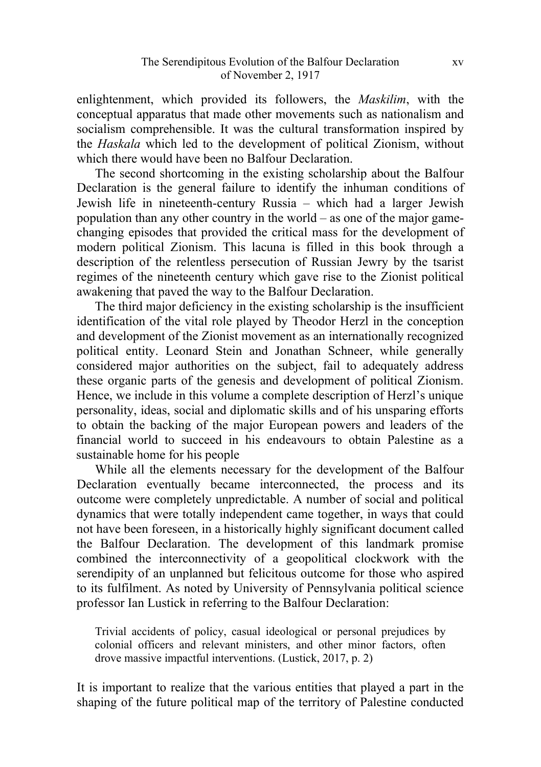enlightenment, which provided its followers, the *Maskilim*, with the conceptual apparatus that made other movements such as nationalism and socialism comprehensible. It was the cultural transformation inspired by the *Haskala* which led to the development of political Zionism, without which there would have been no Balfour Declaration.

The second shortcoming in the existing scholarship about the Balfour Declaration is the general failure to identify the inhuman conditions of Jewish life in nineteenth-century Russia – which had a larger Jewish population than any other country in the world – as one of the major game-changing episodes that provided the critical mass for the development of modern political Zionism. This lacuna is filled in this book through a description of the relentless persecution of Russian Jewry by the tsarist regimes of the nineteenth century which gave rise to the Zionist political awakening that paved the way to the Balfour Declaration.

The third major deficiency in the existing scholarship is the insufficient identification of the vital role played by Theodor Herzl in the conception and development of the Zionist movement as an internationally recognized political entity. Leonard Stein and Jonathan Schneer, while generally considered major authorities on the subject, fail to adequately address these organic parts of the genesis and development of political Zionism. Hence, we include in this volume a complete description of Herzl's unique personality, ideas, social and diplomatic skills and of his unsparing efforts to obtain the backing of the major European powers and leaders of the financial world to succeed in his endeavours to obtain Palestine as a sustainable home for his people

While all the elements necessary for the development of the Balfour Declaration eventually became interconnected, the process and its outcome were completely unpredictable. A number of social and political dynamics that were totally independent came together, in ways that could not have been foreseen, in a historically highly significant document called the Balfour Declaration. The development of this landmark promise combined the interconnectivity of a geopolitical clockwork with the serendipity of an unplanned but felicitous outcome for those who aspired to its fulfilment. As noted by University of Pennsylvania political science professor Ian Lustick in referring to the Balfour Declaration:

> Trivial accidents of policy, casual ideological or personal prejudices by colonial officers and relevant ministers, and other minor factors, often drove massive impactful interventions. (Lustick, 2017, p. 2)

It is important to realize that the various entities that played a part in the shaping of the future political map of the territory of Palestine conducted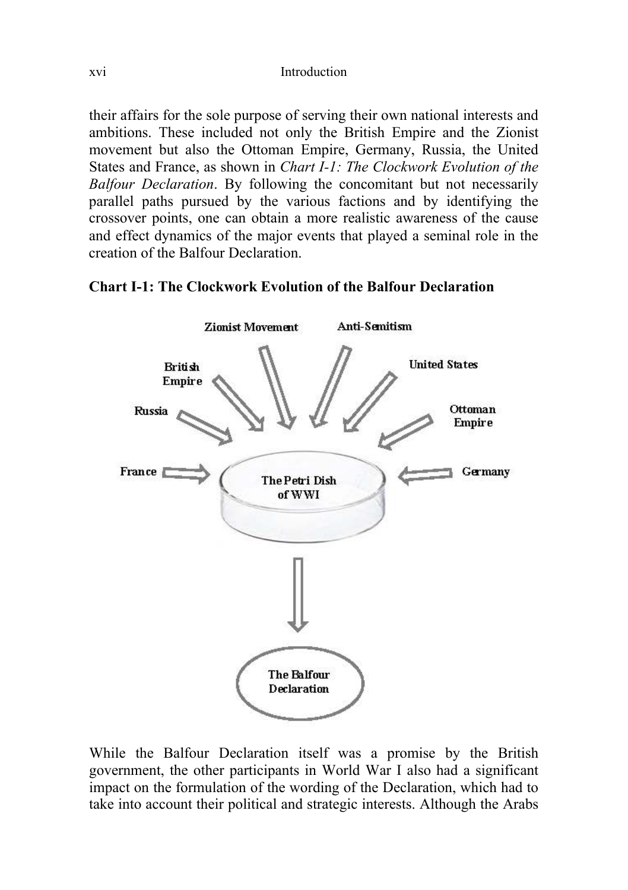their affairs for the sole purpose of serving their own national interests and ambitions. These included not only the British Empire and the Zionist movement but also the Ottoman Empire, Germany, Russia, the United States and France, as shown in *Chart I-1: The Clockwork Evolution of the Balfour Declaration*. By following the concomitant but not necessarily parallel paths pursued by the various factions and by identifying the crossover points, one can obtain a more realistic awareness of the cause and effect dynamics of the major events that played a seminal role in the creation of the Balfour Declaration.

**Chart I-1: The Clockwork Evolution of the Balfour Declaration**

Zionist Movement — Anti-Semitism — British Empire — United States — Russia — Ottoman Empire — France — Germany

The Petri Dish of WWI

The Balfour Declaration

While the Balfour Declaration itself was a promise by the British government, the other participants in World War I also had a significant impact on the formulation of the wording of the Declaration, which had to take into account their political and strategic interests. Although the Arabs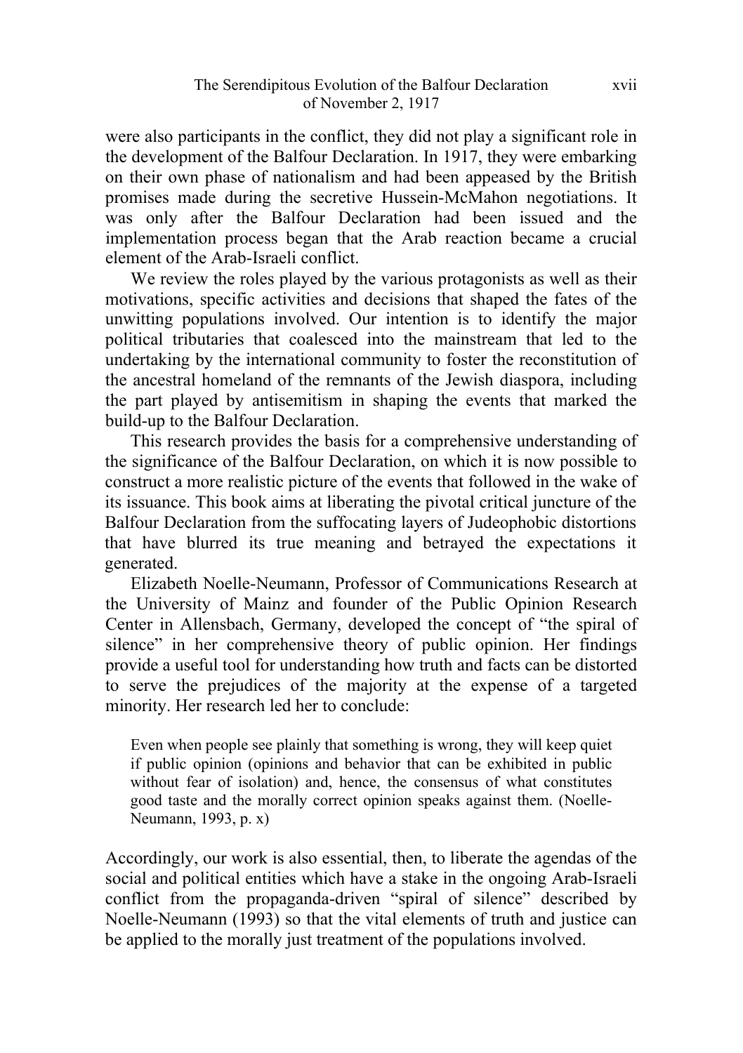were also participants in the conflict, they did not play a significant role in the development of the Balfour Declaration. In 1917, they were embarking on their own phase of nationalism and had been appeased by the British promises made during the secretive Hussein-McMahon negotiations. It was only after the Balfour Declaration had been issued and the implementation process began that the Arab reaction became a crucial element of the Arab-Israeli conflict.

We review the roles played by the various protagonists as well as their motivations, specific activities and decisions that shaped the fates of the unwitting populations involved. Our intention is to identify the major political tributaries that coalesced into the mainstream that led to the undertaking by the international community to foster the reconstitution of the ancestral homeland of the remnants of the Jewish diaspora, including the part played by antisemitism in shaping the events that marked the build-up to the Balfour Declaration.

This research provides the basis for a comprehensive understanding of the significance of the Balfour Declaration, on which it is now possible to construct a more realistic picture of the events that followed in the wake of its issuance. This book aims at liberating the pivotal critical juncture of the Balfour Declaration from the suffocating layers of Judeophobic distortions that have blurred its true meaning and betrayed the expectations it generated.

Elizabeth Noelle-Neumann, Professor of Communications Research at the University of Mainz and founder of the Public Opinion Research Center in Allensbach, Germany, developed the concept of "the spiral of silence" in her comprehensive theory of public opinion. Her findings provide a useful tool for understanding how truth and facts can be distorted to serve the prejudices of the majority at the expense of a targeted minority. Her research led her to conclude:

> Even when people see plainly that something is wrong, they will keep quiet if public opinion (opinions and behavior that can be exhibited in public without fear of isolation) and, hence, the consensus of what constitutes good taste and the morally correct opinion speaks against them. (Noelle-Neumann, 1993, p. x)

Accordingly, our work is also essential, then, to liberate the agendas of the social and political entities which have a stake in the ongoing Arab-Israeli conflict from the propaganda-driven "spiral of silence" described by Noelle-Neumann (1993) so that the vital elements of truth and justice can be applied to the morally just treatment of the populations involved.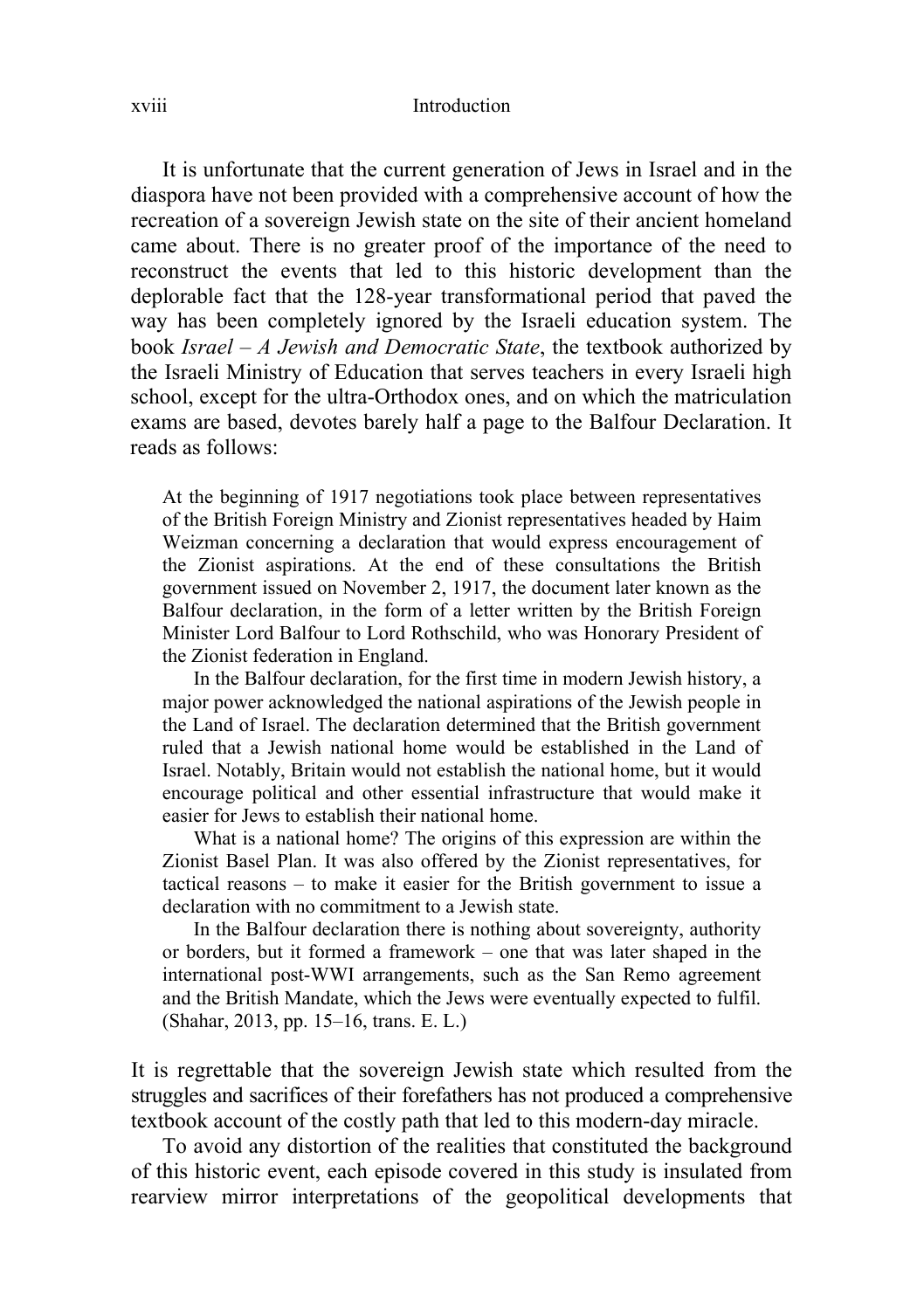It is unfortunate that the current generation of Jews in Israel and in the diaspora have not been provided with a comprehensive account of how the recreation of a sovereign Jewish state on the site of their ancient homeland came about. There is no greater proof of the importance of the need to reconstruct the events that led to this historic development than the deplorable fact that the 128-year transformational period that paved the way has been completely ignored by the Israeli education system. The book *Israel – A Jewish and Democratic State*, the textbook authorized by the Israeli Ministry of Education that serves teachers in every Israeli high school, except for the ultra-Orthodox ones, and on which the matriculation exams are based, devotes barely half a page to the Balfour Declaration. It reads as follows:

> At the beginning of 1917 negotiations took place between representatives of the British Foreign Ministry and Zionist representatives headed by Haim Weizman concerning a declaration that would express encouragement of the Zionist aspirations. At the end of these consultations the British government issued on November 2, 1917, the document later known as the Balfour declaration, in the form of a letter written by the British Foreign Minister Lord Balfour to Lord Rothschild, who was Honorary President of the Zionist federation in England.
>
> In the Balfour declaration, for the first time in modern Jewish history, a major power acknowledged the national aspirations of the Jewish people in the Land of Israel. The declaration determined that the British government ruled that a Jewish national home would be established in the Land of Israel. Notably, Britain would not establish the national home, but it would encourage political and other essential infrastructure that would make it easier for Jews to establish their national home.
>
> What is a national home? The origins of this expression are within the Zionist Basel Plan. It was also offered by the Zionist representatives, for tactical reasons – to make it easier for the British government to issue a declaration with no commitment to a Jewish state.
>
> In the Balfour declaration there is nothing about sovereignty, authority or borders, but it formed a framework – one that was later shaped in the international post-WWI arrangements, such as the San Remo agreement and the British Mandate, which the Jews were eventually expected to fulfil. (Shahar, 2013, pp. 15–16, trans. E. L.)

It is regrettable that the sovereign Jewish state which resulted from the struggles and sacrifices of their forefathers has not produced a comprehensive textbook account of the costly path that led to this modern-day miracle.

To avoid any distortion of the realities that constituted the background of this historic event, each episode covered in this study is insulated from rearview mirror interpretations of the geopolitical developments that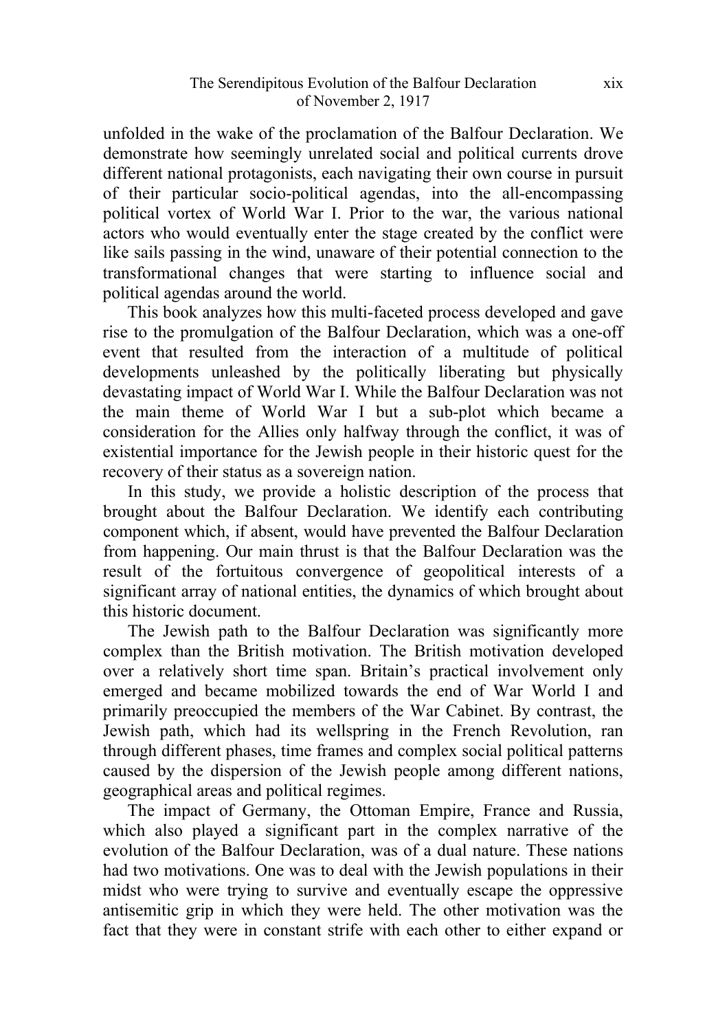unfolded in the wake of the proclamation of the Balfour Declaration. We demonstrate how seemingly unrelated social and political currents drove different national protagonists, each navigating their own course in pursuit of their particular socio-political agendas, into the all-encompassing political vortex of World War I. Prior to the war, the various national actors who would eventually enter the stage created by the conflict were like sails passing in the wind, unaware of their potential connection to the transformational changes that were starting to influence social and political agendas around the world.

This book analyzes how this multi-faceted process developed and gave rise to the promulgation of the Balfour Declaration, which was a one-off event that resulted from the interaction of a multitude of political developments unleashed by the politically liberating but physically devastating impact of World War I. While the Balfour Declaration was not the main theme of World War I but a sub-plot which became a consideration for the Allies only halfway through the conflict, it was of existential importance for the Jewish people in their historic quest for the recovery of their status as a sovereign nation.

In this study, we provide a holistic description of the process that brought about the Balfour Declaration. We identify each contributing component which, if absent, would have prevented the Balfour Declaration from happening. Our main thrust is that the Balfour Declaration was the result of the fortuitous convergence of geopolitical interests of a significant array of national entities, the dynamics of which brought about this historic document.

The Jewish path to the Balfour Declaration was significantly more complex than the British motivation. The British motivation developed over a relatively short time span. Britain's practical involvement only emerged and became mobilized towards the end of War World I and primarily preoccupied the members of the War Cabinet. By contrast, the Jewish path, which had its wellspring in the French Revolution, ran through different phases, time frames and complex social political patterns caused by the dispersion of the Jewish people among different nations, geographical areas and political regimes.

The impact of Germany, the Ottoman Empire, France and Russia, which also played a significant part in the complex narrative of the evolution of the Balfour Declaration, was of a dual nature. These nations had two motivations. One was to deal with the Jewish populations in their midst who were trying to survive and eventually escape the oppressive antisemitic grip in which they were held. The other motivation was the fact that they were in constant strife with each other to either expand or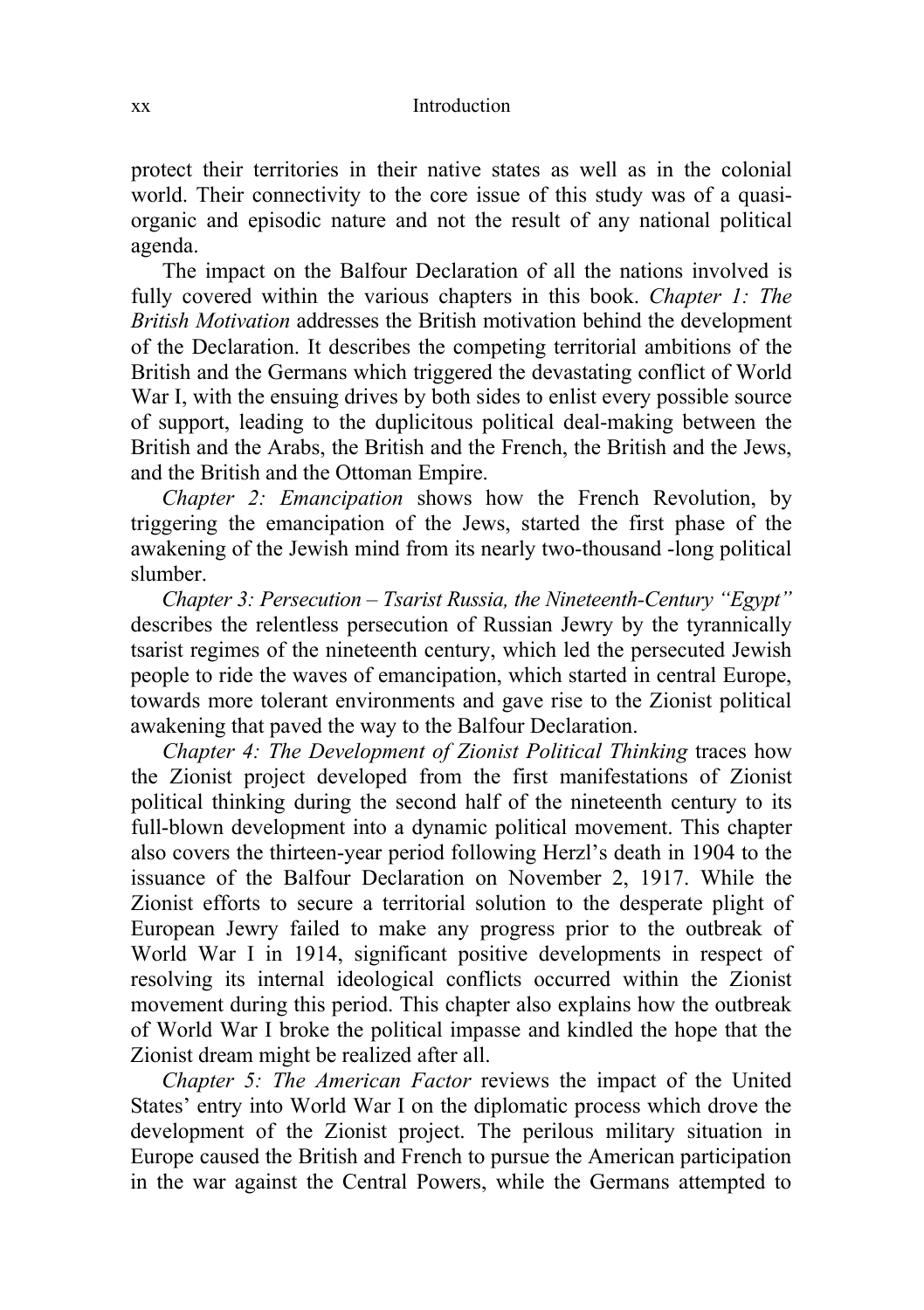protect their territories in their native states as well as in the colonial world. Their connectivity to the core issue of this study was of a quasi-organic and episodic nature and not the result of any national political agenda.

The impact on the Balfour Declaration of all the nations involved is fully covered within the various chapters in this book. *Chapter 1: The British Motivation* addresses the British motivation behind the development of the Declaration. It describes the competing territorial ambitions of the British and the Germans which triggered the devastating conflict of World War I, with the ensuing drives by both sides to enlist every possible source of support, leading to the duplicitous political deal-making between the British and the Arabs, the British and the French, the British and the Jews, and the British and the Ottoman Empire.

*Chapter 2: Emancipation* shows how the French Revolution, by triggering the emancipation of the Jews, started the first phase of the awakening of the Jewish mind from its nearly two-thousand -long political slumber.

*Chapter 3: Persecution – Tsarist Russia, the Nineteenth-Century "Egypt"* describes the relentless persecution of Russian Jewry by the tyrannically tsarist regimes of the nineteenth century, which led the persecuted Jewish people to ride the waves of emancipation, which started in central Europe, towards more tolerant environments and gave rise to the Zionist political awakening that paved the way to the Balfour Declaration.

*Chapter 4: The Development of Zionist Political Thinking* traces how the Zionist project developed from the first manifestations of Zionist political thinking during the second half of the nineteenth century to its full-blown development into a dynamic political movement. This chapter also covers the thirteen-year period following Herzl's death in 1904 to the issuance of the Balfour Declaration on November 2, 1917. While the Zionist efforts to secure a territorial solution to the desperate plight of European Jewry failed to make any progress prior to the outbreak of World War I in 1914, significant positive developments in respect of resolving its internal ideological conflicts occurred within the Zionist movement during this period. This chapter also explains how the outbreak of World War I broke the political impasse and kindled the hope that the Zionist dream might be realized after all.

*Chapter 5: The American Factor* reviews the impact of the United States' entry into World War I on the diplomatic process which drove the development of the Zionist project. The perilous military situation in Europe caused the British and French to pursue the American participation in the war against the Central Powers, while the Germans attempted to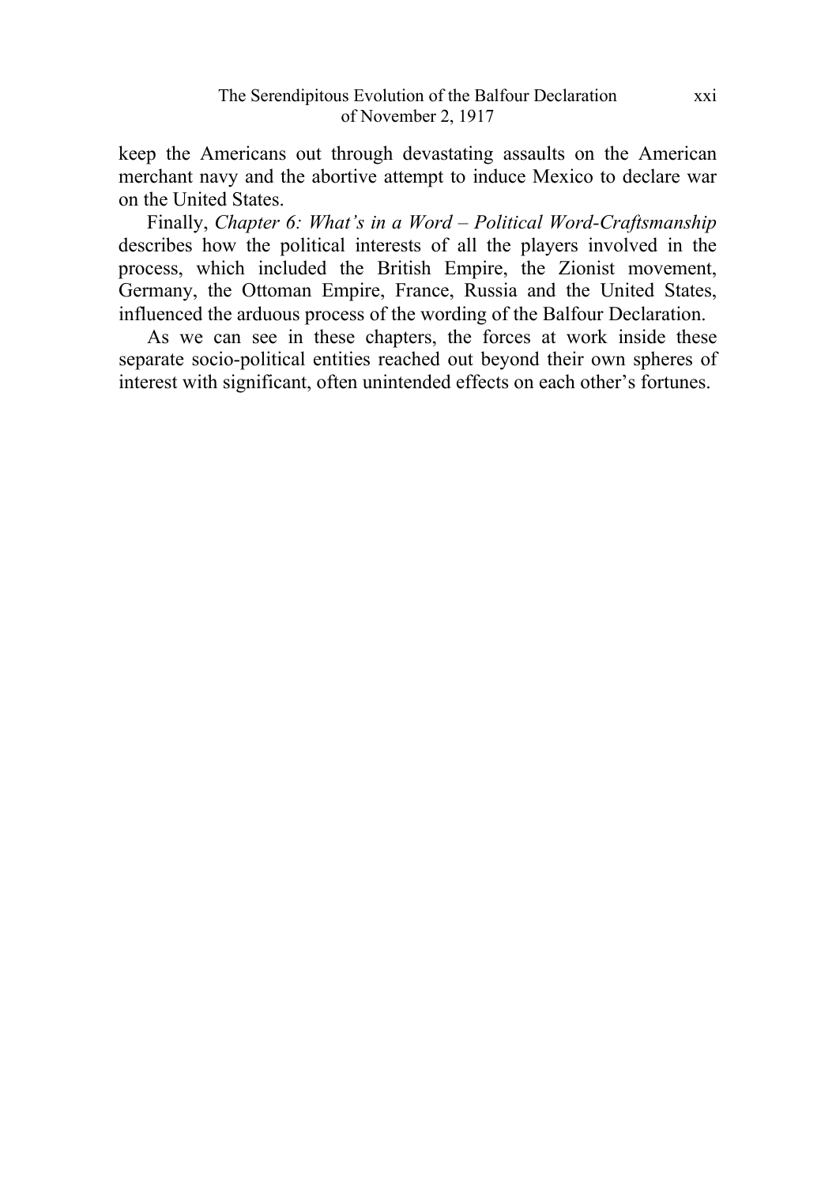keep the Americans out through devastating assaults on the American merchant navy and the abortive attempt to induce Mexico to declare war on the United States.

Finally, *Chapter 6: What's in a Word – Political Word-Craftsmanship* describes how the political interests of all the players involved in the process, which included the British Empire, the Zionist movement, Germany, the Ottoman Empire, France, Russia and the United States, influenced the arduous process of the wording of the Balfour Declaration.

As we can see in these chapters, the forces at work inside these separate socio-political entities reached out beyond their own spheres of interest with significant, often unintended effects on each other's fortunes.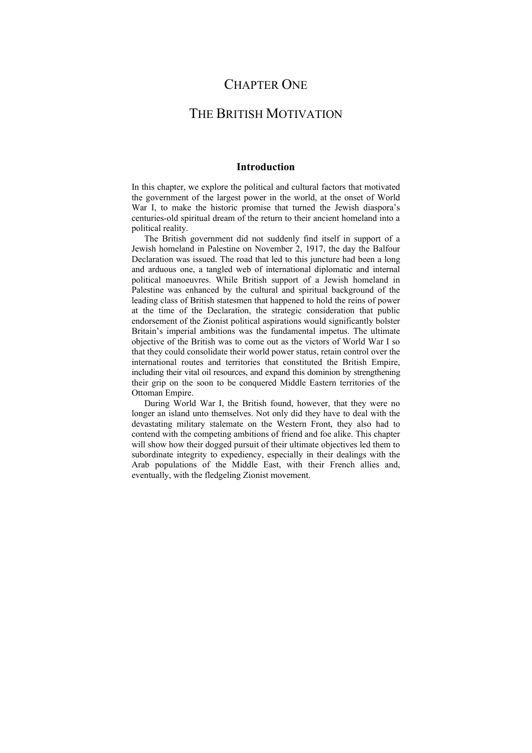# CHAPTER ONE

# THE BRITISH MOTIVATION

## Introduction

In this chapter, we explore the political and cultural factors that motivated the government of the largest power in the world, at the onset of World War I, to make the historic promise that turned the Jewish diaspora's centuries-old spiritual dream of the return to their ancient homeland into a political reality.

The British government did not suddenly find itself in support of a Jewish homeland in Palestine on November 2, 1917, the day the Balfour Declaration was issued. The road that led to this juncture had been a long and arduous one, a tangled web of international diplomatic and internal political manoeuvres. While British support of a Jewish homeland in Palestine was enhanced by the cultural and spiritual background of the leading class of British statesmen that happened to hold the reins of power at the time of the Declaration, the strategic consideration that public endorsement of the Zionist political aspirations would significantly bolster Britain's imperial ambitions was the fundamental impetus. The ultimate objective of the British was to come out as the victors of World War I so that they could consolidate their world power status, retain control over the international routes and territories that constituted the British Empire, including their vital oil resources, and expand this dominion by strengthening their grip on the soon to be conquered Middle Eastern territories of the Ottoman Empire.

During World War I, the British found, however, that they were no longer an island unto themselves. Not only did they have to deal with the devastating military stalemate on the Western Front, they also had to contend with the competing ambitions of friend and foe alike. This chapter will show how their dogged pursuit of their ultimate objectives led them to subordinate integrity to expediency, especially in their dealings with the Arab populations of the Middle East, with their French allies and, eventually, with the fledgeling Zionist movement.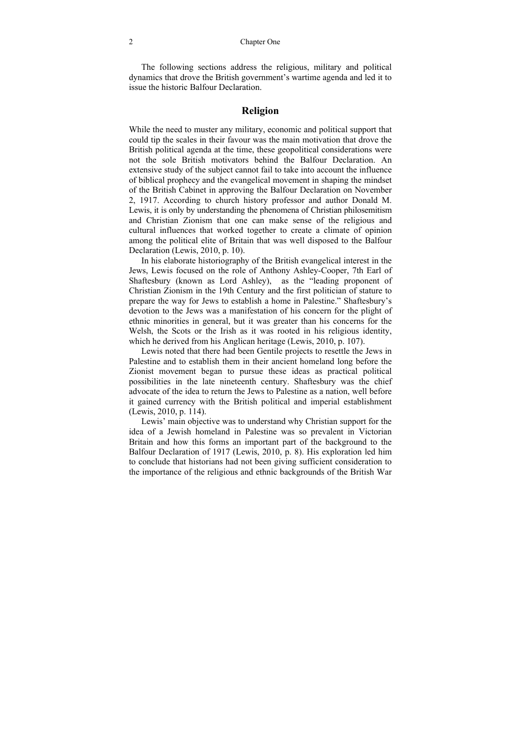The following sections address the religious, military and political dynamics that drove the British government's wartime agenda and led it to issue the historic Balfour Declaration.

## Religion

While the need to muster any military, economic and political support that could tip the scales in their favour was the main motivation that drove the British political agenda at the time, these geopolitical considerations were not the sole British motivators behind the Balfour Declaration. An extensive study of the subject cannot fail to take into account the influence of biblical prophecy and the evangelical movement in shaping the mindset of the British Cabinet in approving the Balfour Declaration on November 2, 1917. According to church history professor and author Donald M. Lewis, it is only by understanding the phenomena of Christian philosemitism and Christian Zionism that one can make sense of the religious and cultural influences that worked together to create a climate of opinion among the political elite of Britain that was well disposed to the Balfour Declaration (Lewis, 2010, p. 10).

In his elaborate historiography of the British evangelical interest in the Jews, Lewis focused on the role of Anthony Ashley-Cooper, 7th Earl of Shaftesbury (known as Lord Ashley), as the "leading proponent of Christian Zionism in the 19th Century and the first politician of stature to prepare the way for Jews to establish a home in Palestine." Shaftesbury's devotion to the Jews was a manifestation of his concern for the plight of ethnic minorities in general, but it was greater than his concerns for the Welsh, the Scots or the Irish as it was rooted in his religious identity, which he derived from his Anglican heritage (Lewis, 2010, p. 107).

Lewis noted that there had been Gentile projects to resettle the Jews in Palestine and to establish them in their ancient homeland long before the Zionist movement began to pursue these ideas as practical political possibilities in the late nineteenth century. Shaftesbury was the chief advocate of the idea to return the Jews to Palestine as a nation, well before it gained currency with the British political and imperial establishment (Lewis, 2010, p. 114).

Lewis' main objective was to understand why Christian support for the idea of a Jewish homeland in Palestine was so prevalent in Victorian Britain and how this forms an important part of the background to the Balfour Declaration of 1917 (Lewis, 2010, p. 8). His exploration led him to conclude that historians had not been giving sufficient consideration to the importance of the religious and ethnic backgrounds of the British War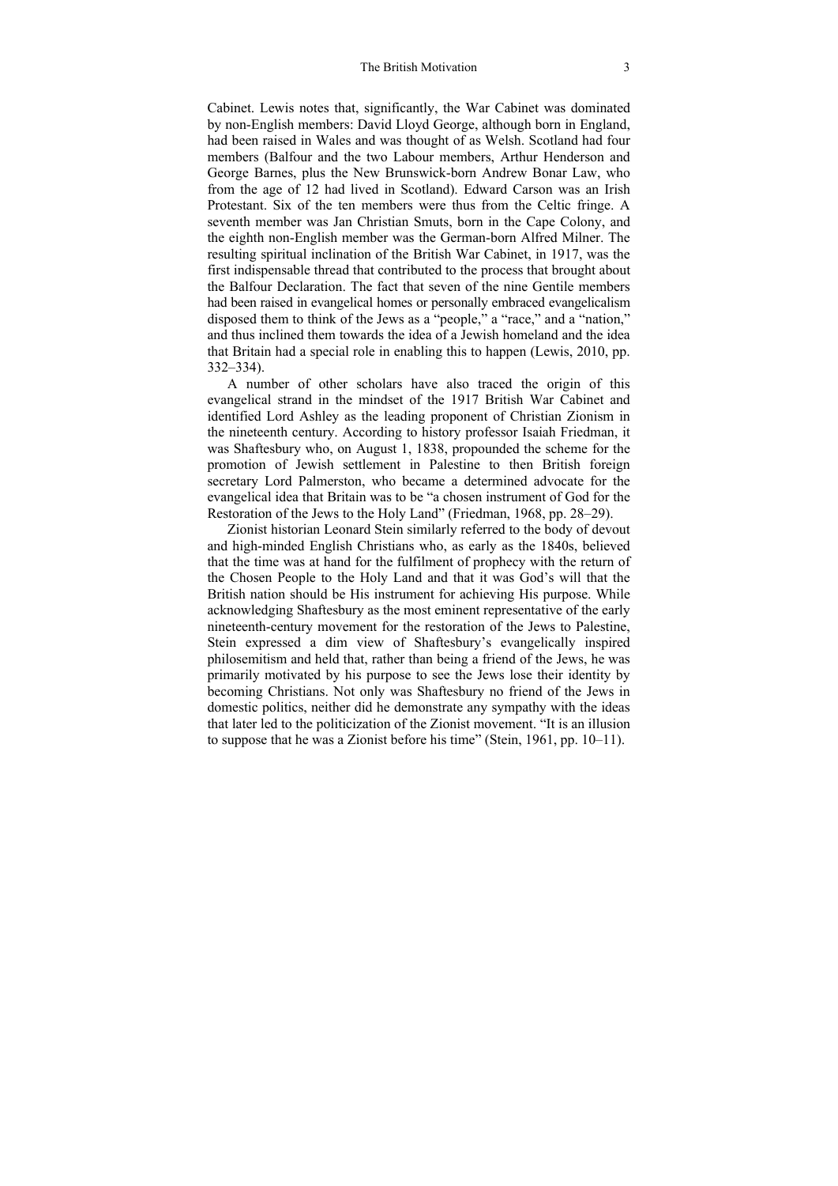Cabinet. Lewis notes that, significantly, the War Cabinet was dominated by non-English members: David Lloyd George, although born in England, had been raised in Wales and was thought of as Welsh. Scotland had four members (Balfour and the two Labour members, Arthur Henderson and George Barnes, plus the New Brunswick-born Andrew Bonar Law, who from the age of 12 had lived in Scotland). Edward Carson was an Irish Protestant. Six of the ten members were thus from the Celtic fringe. A seventh member was Jan Christian Smuts, born in the Cape Colony, and the eighth non-English member was the German-born Alfred Milner. The resulting spiritual inclination of the British War Cabinet, in 1917, was the first indispensable thread that contributed to the process that brought about the Balfour Declaration. The fact that seven of the nine Gentile members had been raised in evangelical homes or personally embraced evangelicalism disposed them to think of the Jews as a "people," a "race," and a "nation," and thus inclined them towards the idea of a Jewish homeland and the idea that Britain had a special role in enabling this to happen (Lewis, 2010, pp. 332–334).

A number of other scholars have also traced the origin of this evangelical strand in the mindset of the 1917 British War Cabinet and identified Lord Ashley as the leading proponent of Christian Zionism in the nineteenth century. According to history professor Isaiah Friedman, it was Shaftesbury who, on August 1, 1838, propounded the scheme for the promotion of Jewish settlement in Palestine to then British foreign secretary Lord Palmerston, who became a determined advocate for the evangelical idea that Britain was to be "a chosen instrument of God for the Restoration of the Jews to the Holy Land" (Friedman, 1968, pp. 28–29).

Zionist historian Leonard Stein similarly referred to the body of devout and high-minded English Christians who, as early as the 1840s, believed that the time was at hand for the fulfilment of prophecy with the return of the Chosen People to the Holy Land and that it was God's will that the British nation should be His instrument for achieving His purpose. While acknowledging Shaftesbury as the most eminent representative of the early nineteenth-century movement for the restoration of the Jews to Palestine, Stein expressed a dim view of Shaftesbury's evangelically inspired philosemitism and held that, rather than being a friend of the Jews, he was primarily motivated by his purpose to see the Jews lose their identity by becoming Christians. Not only was Shaftesbury no friend of the Jews in domestic politics, neither did he demonstrate any sympathy with the ideas that later led to the politicization of the Zionist movement. "It is an illusion to suppose that he was a Zionist before his time" (Stein, 1961, pp. 10–11).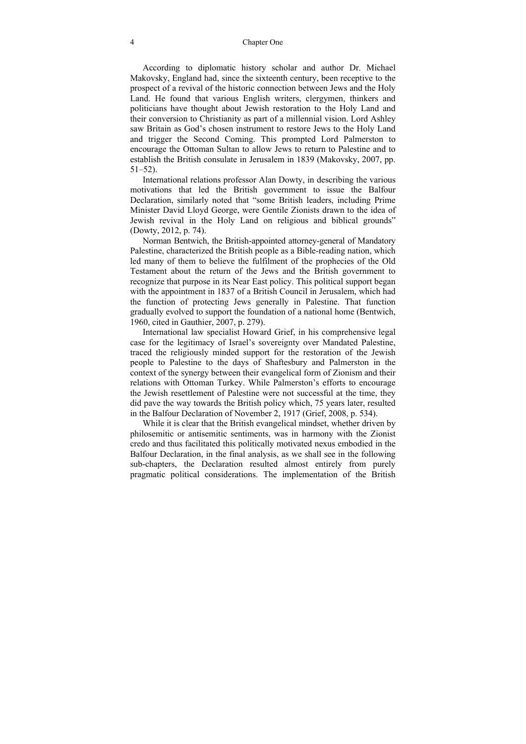According to diplomatic history scholar and author Dr. Michael Makovsky, England had, since the sixteenth century, been receptive to the prospect of a revival of the historic connection between Jews and the Holy Land. He found that various English writers, clergymen, thinkers and politicians have thought about Jewish restoration to the Holy Land and their conversion to Christianity as part of a millennial vision. Lord Ashley saw Britain as God's chosen instrument to restore Jews to the Holy Land and trigger the Second Coming. This prompted Lord Palmerston to encourage the Ottoman Sultan to allow Jews to return to Palestine and to establish the British consulate in Jerusalem in 1839 (Makovsky, 2007, pp. 51–52).

International relations professor Alan Dowty, in describing the various motivations that led the British government to issue the Balfour Declaration, similarly noted that "some British leaders, including Prime Minister David Lloyd George, were Gentile Zionists drawn to the idea of Jewish revival in the Holy Land on religious and biblical grounds" (Dowty, 2012, p. 74).

Norman Bentwich, the British-appointed attorney-general of Mandatory Palestine, characterized the British people as a Bible-reading nation, which led many of them to believe the fulfilment of the prophecies of the Old Testament about the return of the Jews and the British government to recognize that purpose in its Near East policy. This political support began with the appointment in 1837 of a British Council in Jerusalem, which had the function of protecting Jews generally in Palestine. That function gradually evolved to support the foundation of a national home (Bentwich, 1960, cited in Gauthier, 2007, p. 279).

International law specialist Howard Grief, in his comprehensive legal case for the legitimacy of Israel's sovereignty over Mandated Palestine, traced the religiously minded support for the restoration of the Jewish people to Palestine to the days of Shaftesbury and Palmerston in the context of the synergy between their evangelical form of Zionism and their relations with Ottoman Turkey. While Palmerston's efforts to encourage the Jewish resettlement of Palestine were not successful at the time, they did pave the way towards the British policy which, 75 years later, resulted in the Balfour Declaration of November 2, 1917 (Grief, 2008, p. 534).

While it is clear that the British evangelical mindset, whether driven by philosemitic or antisemitic sentiments, was in harmony with the Zionist credo and thus facilitated this politically motivated nexus embodied in the Balfour Declaration, in the final analysis, as we shall see in the following sub-chapters, the Declaration resulted almost entirely from purely pragmatic political considerations. The implementation of the British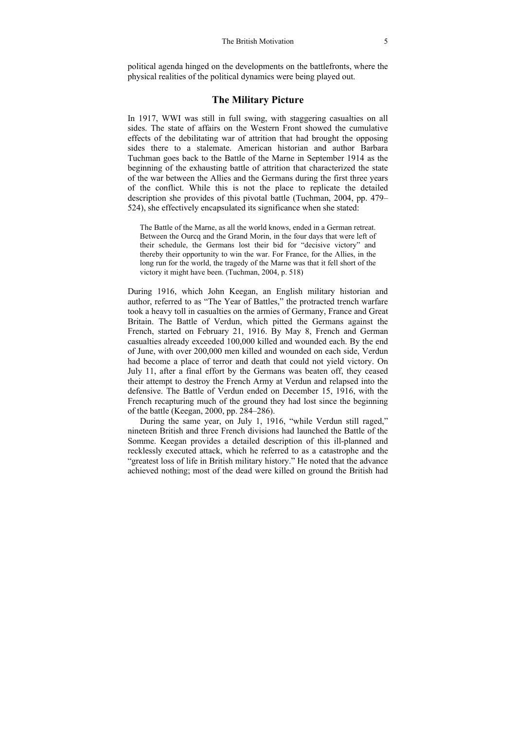political agenda hinged on the developments on the battlefronts, where the physical realities of the political dynamics were being played out.

## The Military Picture

In 1917, WWI was still in full swing, with staggering casualties on all sides. The state of affairs on the Western Front showed the cumulative effects of the debilitating war of attrition that had brought the opposing sides there to a stalemate. American historian and author Barbara Tuchman goes back to the Battle of the Marne in September 1914 as the beginning of the exhausting battle of attrition that characterized the state of the war between the Allies and the Germans during the first three years of the conflict. While this is not the place to replicate the detailed description she provides of this pivotal battle (Tuchman, 2004, pp. 479–524), she effectively encapsulated its significance when she stated:

> The Battle of the Marne, as all the world knows, ended in a German retreat. Between the Ourcq and the Grand Morin, in the four days that were left of their schedule, the Germans lost their bid for "decisive victory" and thereby their opportunity to win the war. For France, for the Allies, in the long run for the world, the tragedy of the Marne was that it fell short of the victory it might have been. (Tuchman, 2004, p. 518)

During 1916, which John Keegan, an English military historian and author, referred to as "The Year of Battles," the protracted trench warfare took a heavy toll in casualties on the armies of Germany, France and Great Britain. The Battle of Verdun, which pitted the Germans against the French, started on February 21, 1916. By May 8, French and German casualties already exceeded 100,000 killed and wounded each. By the end of June, with over 200,000 men killed and wounded on each side, Verdun had become a place of terror and death that could not yield victory. On July 11, after a final effort by the Germans was beaten off, they ceased their attempt to destroy the French Army at Verdun and relapsed into the defensive. The Battle of Verdun ended on December 15, 1916, with the French recapturing much of the ground they had lost since the beginning of the battle (Keegan, 2000, pp. 284–286).

During the same year, on July 1, 1916, "while Verdun still raged," nineteen British and three French divisions had launched the Battle of the Somme. Keegan provides a detailed description of this ill-planned and recklessly executed attack, which he referred to as a catastrophe and the "greatest loss of life in British military history." He noted that the advance achieved nothing; most of the dead were killed on ground the British had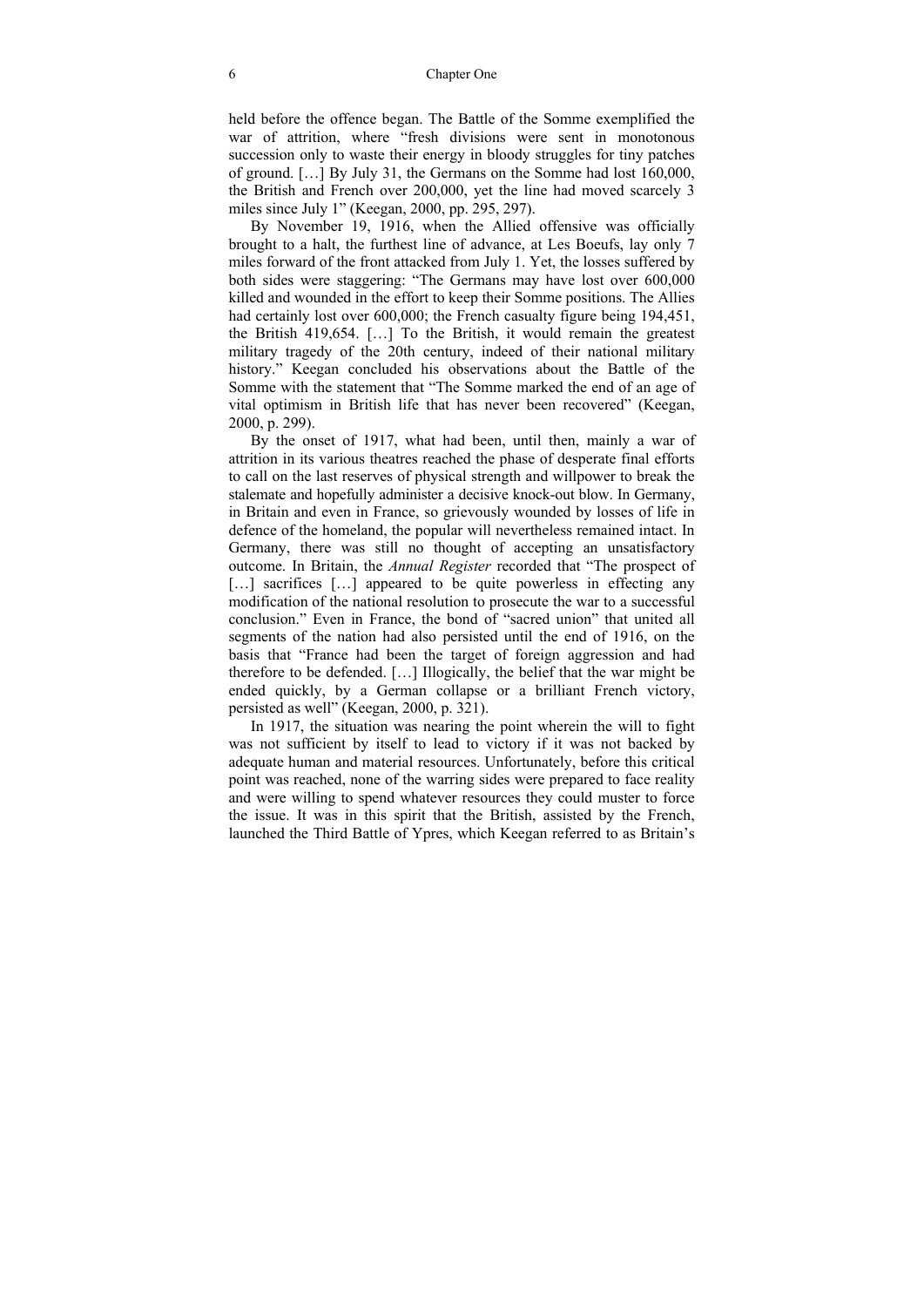held before the offence began. The Battle of the Somme exemplified the war of attrition, where "fresh divisions were sent in monotonous succession only to waste their energy in bloody struggles for tiny patches of ground. […] By July 31, the Germans on the Somme had lost 160,000, the British and French over 200,000, yet the line had moved scarcely 3 miles since July 1" (Keegan, 2000, pp. 295, 297).

By November 19, 1916, when the Allied offensive was officially brought to a halt, the furthest line of advance, at Les Boeufs, lay only 7 miles forward of the front attacked from July 1. Yet, the losses suffered by both sides were staggering: "The Germans may have lost over 600,000 killed and wounded in the effort to keep their Somme positions. The Allies had certainly lost over 600,000; the French casualty figure being 194,451, the British 419,654. […] To the British, it would remain the greatest military tragedy of the 20th century, indeed of their national military history." Keegan concluded his observations about the Battle of the Somme with the statement that "The Somme marked the end of an age of vital optimism in British life that has never been recovered" (Keegan, 2000, p. 299).

By the onset of 1917, what had been, until then, mainly a war of attrition in its various theatres reached the phase of desperate final efforts to call on the last reserves of physical strength and willpower to break the stalemate and hopefully administer a decisive knock-out blow. In Germany, in Britain and even in France, so grievously wounded by losses of life in defence of the homeland, the popular will nevertheless remained intact. In Germany, there was still no thought of accepting an unsatisfactory outcome. In Britain, the *Annual Register* recorded that "The prospect of […] sacrifices […] appeared to be quite powerless in effecting any modification of the national resolution to prosecute the war to a successful conclusion." Even in France, the bond of "sacred union" that united all segments of the nation had also persisted until the end of 1916, on the basis that "France had been the target of foreign aggression and had therefore to be defended. […] Illogically, the belief that the war might be ended quickly, by a German collapse or a brilliant French victory, persisted as well" (Keegan, 2000, p. 321).

In 1917, the situation was nearing the point wherein the will to fight was not sufficient by itself to lead to victory if it was not backed by adequate human and material resources. Unfortunately, before this critical point was reached, none of the warring sides were prepared to face reality and were willing to spend whatever resources they could muster to force the issue. It was in this spirit that the British, assisted by the French, launched the Third Battle of Ypres, which Keegan referred to as Britain's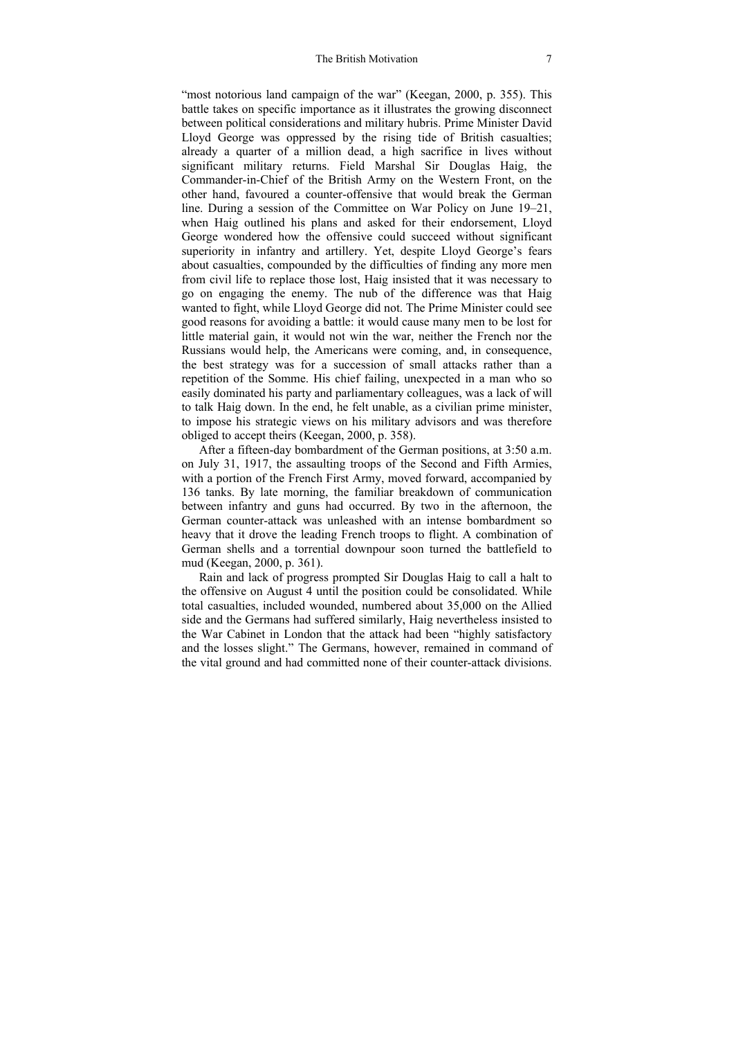"most notorious land campaign of the war" (Keegan, 2000, p. 355). This battle takes on specific importance as it illustrates the growing disconnect between political considerations and military hubris. Prime Minister David Lloyd George was oppressed by the rising tide of British casualties; already a quarter of a million dead, a high sacrifice in lives without significant military returns. Field Marshal Sir Douglas Haig, the Commander-in-Chief of the British Army on the Western Front, on the other hand, favoured a counter-offensive that would break the German line. During a session of the Committee on War Policy on June 19–21, when Haig outlined his plans and asked for their endorsement, Lloyd George wondered how the offensive could succeed without significant superiority in infantry and artillery. Yet, despite Lloyd George's fears about casualties, compounded by the difficulties of finding any more men from civil life to replace those lost, Haig insisted that it was necessary to go on engaging the enemy. The nub of the difference was that Haig wanted to fight, while Lloyd George did not. The Prime Minister could see good reasons for avoiding a battle: it would cause many men to be lost for little material gain, it would not win the war, neither the French nor the Russians would help, the Americans were coming, and, in consequence, the best strategy was for a succession of small attacks rather than a repetition of the Somme. His chief failing, unexpected in a man who so easily dominated his party and parliamentary colleagues, was a lack of will to talk Haig down. In the end, he felt unable, as a civilian prime minister, to impose his strategic views on his military advisors and was therefore obliged to accept theirs (Keegan, 2000, p. 358).

After a fifteen-day bombardment of the German positions, at 3:50 a.m. on July 31, 1917, the assaulting troops of the Second and Fifth Armies, with a portion of the French First Army, moved forward, accompanied by 136 tanks. By late morning, the familiar breakdown of communication between infantry and guns had occurred. By two in the afternoon, the German counter-attack was unleashed with an intense bombardment so heavy that it drove the leading French troops to flight. A combination of German shells and a torrential downpour soon turned the battlefield to mud (Keegan, 2000, p. 361).

Rain and lack of progress prompted Sir Douglas Haig to call a halt to the offensive on August 4 until the position could be consolidated. While total casualties, included wounded, numbered about 35,000 on the Allied side and the Germans had suffered similarly, Haig nevertheless insisted to the War Cabinet in London that the attack had been "highly satisfactory and the losses slight." The Germans, however, remained in command of the vital ground and had committed none of their counter-attack divisions.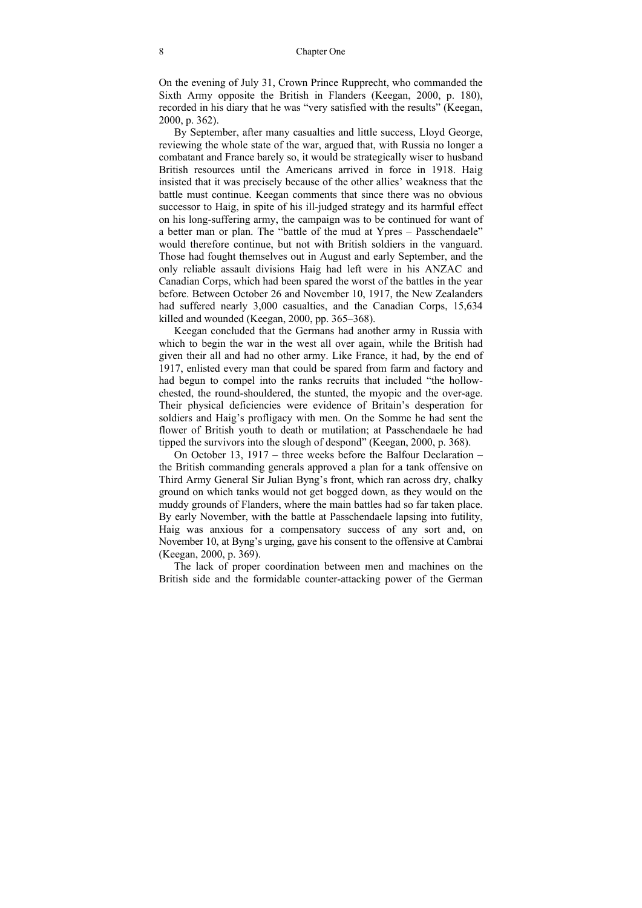On the evening of July 31, Crown Prince Rupprecht, who commanded the Sixth Army opposite the British in Flanders (Keegan, 2000, p. 180), recorded in his diary that he was "very satisfied with the results" (Keegan, 2000, p. 362).

By September, after many casualties and little success, Lloyd George, reviewing the whole state of the war, argued that, with Russia no longer a combatant and France barely so, it would be strategically wiser to husband British resources until the Americans arrived in force in 1918. Haig insisted that it was precisely because of the other allies' weakness that the battle must continue. Keegan comments that since there was no obvious successor to Haig, in spite of his ill-judged strategy and its harmful effect on his long-suffering army, the campaign was to be continued for want of a better man or plan. The "battle of the mud at Ypres – Passchendaele" would therefore continue, but not with British soldiers in the vanguard. Those had fought themselves out in August and early September, and the only reliable assault divisions Haig had left were in his ANZAC and Canadian Corps, which had been spared the worst of the battles in the year before. Between October 26 and November 10, 1917, the New Zealanders had suffered nearly 3,000 casualties, and the Canadian Corps, 15,634 killed and wounded (Keegan, 2000, pp. 365–368).

Keegan concluded that the Germans had another army in Russia with which to begin the war in the west all over again, while the British had given their all and had no other army. Like France, it had, by the end of 1917, enlisted every man that could be spared from farm and factory and had begun to compel into the ranks recruits that included "the hollow-chested, the round-shouldered, the stunted, the myopic and the over-age. Their physical deficiencies were evidence of Britain's desperation for soldiers and Haig's profligacy with men. On the Somme he had sent the flower of British youth to death or mutilation; at Passchendaele he had tipped the survivors into the slough of despond" (Keegan, 2000, p. 368).

On October 13, 1917 – three weeks before the Balfour Declaration – the British commanding generals approved a plan for a tank offensive on Third Army General Sir Julian Byng's front, which ran across dry, chalky ground on which tanks would not get bogged down, as they would on the muddy grounds of Flanders, where the main battles had so far taken place. By early November, with the battle at Passchendaele lapsing into futility, Haig was anxious for a compensatory success of any sort and, on November 10, at Byng's urging, gave his consent to the offensive at Cambrai (Keegan, 2000, p. 369).

The lack of proper coordination between men and machines on the British side and the formidable counter-attacking power of the German